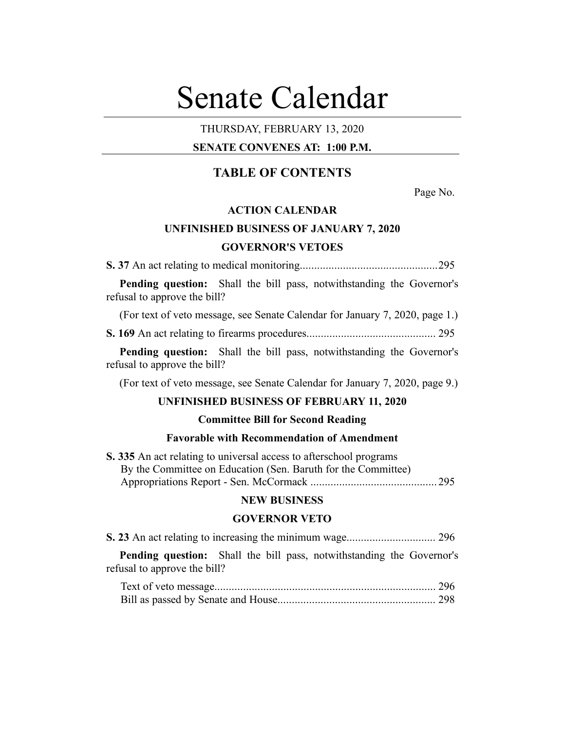# Senate Calendar

THURSDAY, FEBRUARY 13, 2020

**SENATE CONVENES AT: 1:00 P.M.**

## TABLE OF CONTENTS

Page No.

### ACTION CALENDAR

### UNFINISHED BUSINESS OF JANUARY 7, 2020

### GOVERNOR'S VETOES

**S. 37** An act relating to medical monitoring................................................295

**Pending question:** Shall the bill pass, notwithstanding the Governor's refusal to approve the bill?

(For text of veto message, see Senate Calendar for January 7, 2020, page 1.)

**S. 169** An act relating to firearms procedures............................................ 295

**Pending question:** Shall the bill pass, notwithstanding the Governor's refusal to approve the bill?

(For text of veto message, see Senate Calendar for January 7, 2020, page 9.)

### UNFINISHED BUSINESS OF FEBRUARY 11, 2020

**Committee Bill for Second Reading**

**Favorable with Recommendation of Amendment**

**S. 335** An act relating to universal access to afterschool programs
By the Committee on Education (Sen. Baruth for the Committee)
Appropriations Report - Sen. McCormack ...........................................295

### NEW BUSINESS

### GOVERNOR VETO

**S. 23** An act relating to increasing the minimum wage.............................. 296

**Pending question:** Shall the bill pass, notwithstanding the Governor's refusal to approve the bill?

Text of veto message............................................................................ 296
Bill as passed by Senate and House...................................................... 298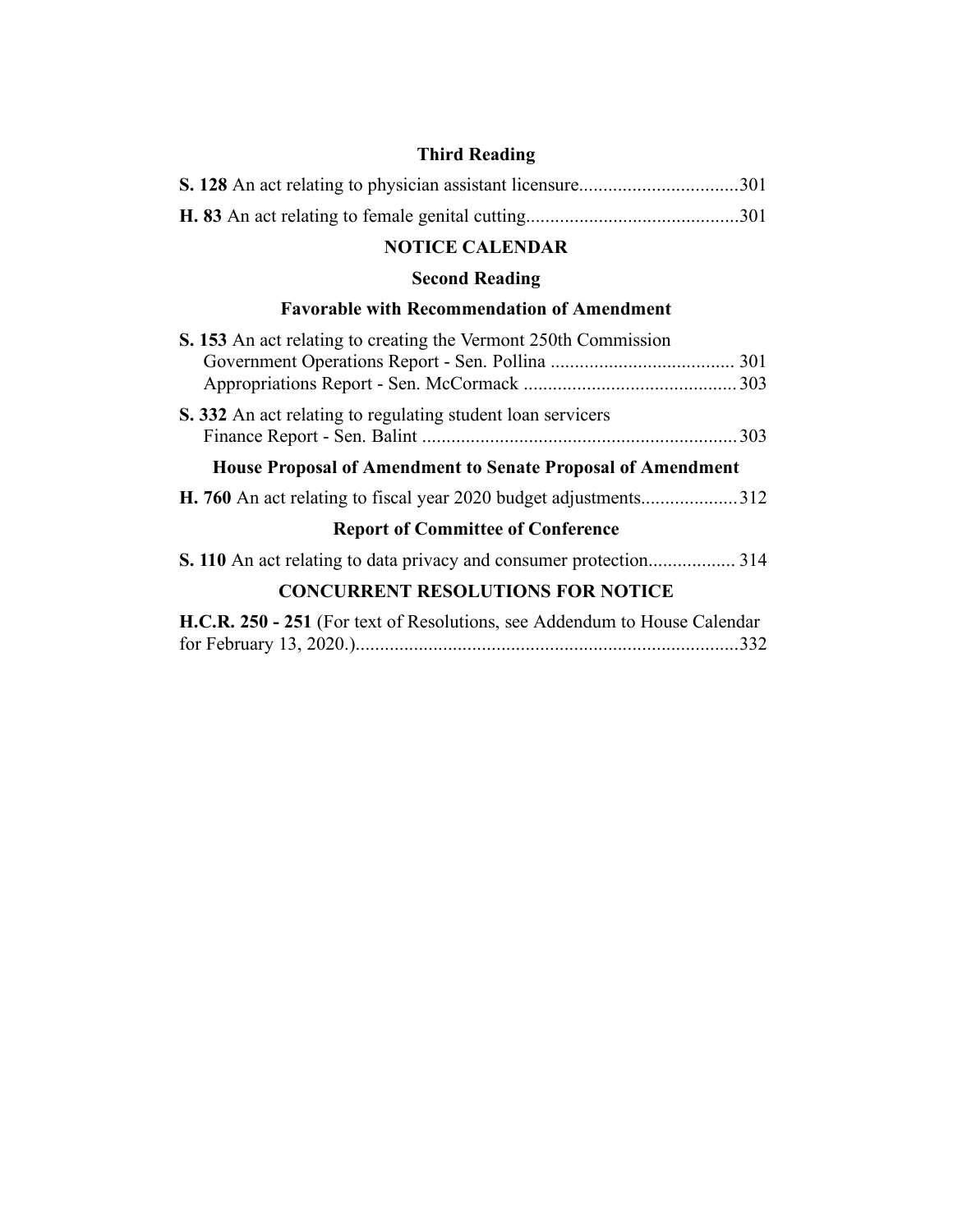### Third Reading

**S. 128** An act relating to physician assistant licensure................................301

**H. 83** An act relating to female genital cutting...........................................301

## NOTICE CALENDAR

### Second Reading

### Favorable with Recommendation of Amendment

**S. 153** An act relating to creating the Vermont 250th Commission
Government Operations Report - Sen. Pollina ...................................... 301
Appropriations Report - Sen. McCormack ........................................... 303

**S. 332** An act relating to regulating student loan servicers
Finance Report - Sen. Balint .................................................................303

### House Proposal of Amendment to Senate Proposal of Amendment

**H. 760** An act relating to fiscal year 2020 budget adjustments....................312

### Report of Committee of Conference

**S. 110** An act relating to data privacy and consumer protection.................. 314

## CONCURRENT RESOLUTIONS FOR NOTICE

**H.C.R. 250 - 251** (For text of Resolutions, see Addendum to House Calendar for February 13, 2020.)...............................................................................332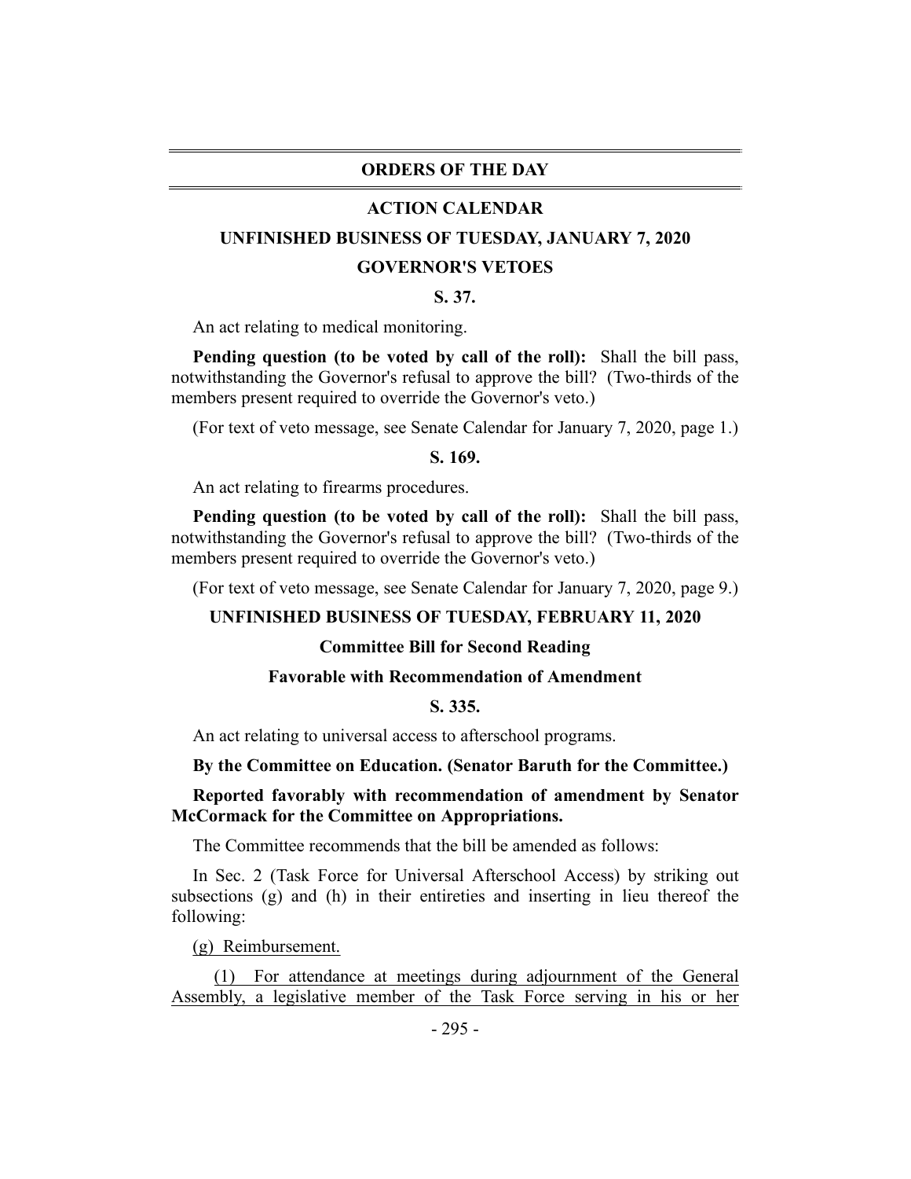## ORDERS OF THE DAY

### ACTION CALENDAR

### UNFINISHED BUSINESS OF TUESDAY, JANUARY 7, 2020

### GOVERNOR'S VETOES

**S. 37.**

An act relating to medical monitoring.

**Pending question (to be voted by call of the roll):** Shall the bill pass, notwithstanding the Governor's refusal to approve the bill? (Two-thirds of the members present required to override the Governor's veto.)

(For text of veto message, see Senate Calendar for January 7, 2020, page 1.)

**S. 169.**

An act relating to firearms procedures.

**Pending question (to be voted by call of the roll):** Shall the bill pass, notwithstanding the Governor's refusal to approve the bill? (Two-thirds of the members present required to override the Governor's veto.)

(For text of veto message, see Senate Calendar for January 7, 2020, page 9.)

### UNFINISHED BUSINESS OF TUESDAY, FEBRUARY 11, 2020

**Committee Bill for Second Reading**

**Favorable with Recommendation of Amendment**

**S. 335.**

An act relating to universal access to afterschool programs.

**By the Committee on Education. (Senator Baruth for the Committee.)**

**Reported favorably with recommendation of amendment by Senator McCormack for the Committee on Appropriations.**

The Committee recommends that the bill be amended as follows:

In Sec. 2 (Task Force for Universal Afterschool Access) by striking out subsections (g) and (h) in their entireties and inserting in lieu thereof the following:

(g) Reimbursement.

(1) For attendance at meetings during adjournment of the General Assembly, a legislative member of the Task Force serving in his or her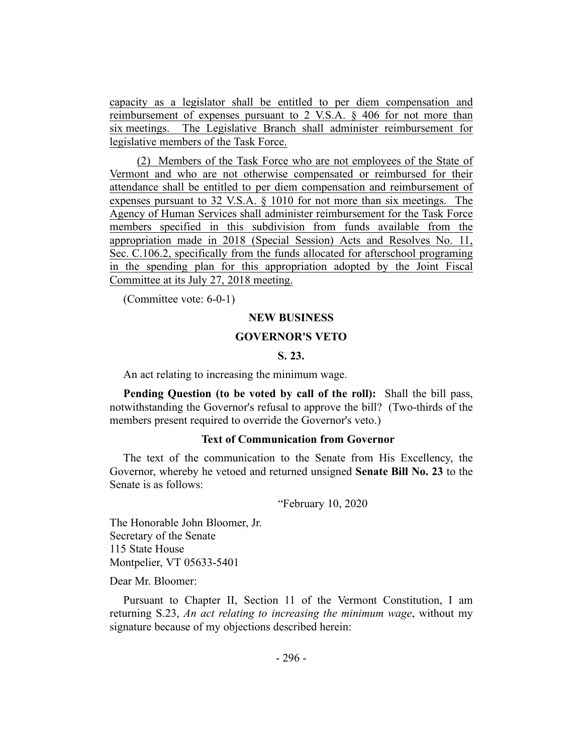capacity as a legislator shall be entitled to per diem compensation and reimbursement of expenses pursuant to 2 V.S.A. § 406 for not more than six meetings. The Legislative Branch shall administer reimbursement for legislative members of the Task Force.

(2) Members of the Task Force who are not employees of the State of Vermont and who are not otherwise compensated or reimbursed for their attendance shall be entitled to per diem compensation and reimbursement of expenses pursuant to 32 V.S.A. § 1010 for not more than six meetings. The Agency of Human Services shall administer reimbursement for the Task Force members specified in this subdivision from funds available from the appropriation made in 2018 (Special Session) Acts and Resolves No. 11, Sec. C.106.2, specifically from the funds allocated for afterschool programing in the spending plan for this appropriation adopted by the Joint Fiscal Committee at its July 27, 2018 meeting.

(Committee vote: 6-0-1)

## NEW BUSINESS

## GOVERNOR'S VETO

### S. 23.

An act relating to increasing the minimum wage.

**Pending Question (to be voted by call of the roll):** Shall the bill pass, notwithstanding the Governor's refusal to approve the bill? (Two-thirds of the members present required to override the Governor's veto.)

### Text of Communication from Governor

The text of the communication to the Senate from His Excellency, the Governor, whereby he vetoed and returned unsigned **Senate Bill No. 23** to the Senate is as follows:

"February 10, 2020

The Honorable John Bloomer, Jr.
Secretary of the Senate
115 State House
Montpelier, VT 05633-5401

Dear Mr. Bloomer:

Pursuant to Chapter II, Section 11 of the Vermont Constitution, I am returning S.23, *An act relating to increasing the minimum wage*, without my signature because of my objections described herein: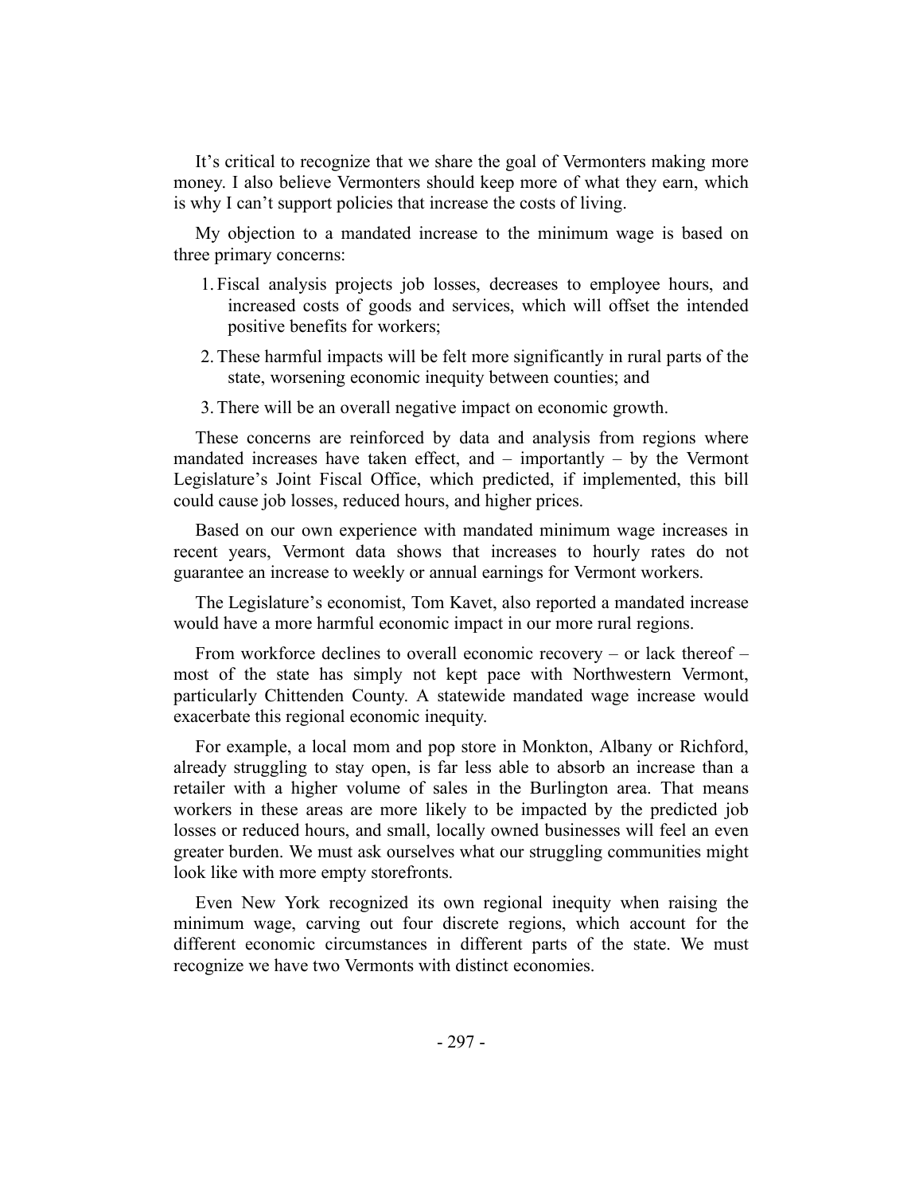It's critical to recognize that we share the goal of Vermonters making more money. I also believe Vermonters should keep more of what they earn, which is why I can't support policies that increase the costs of living.

My objection to a mandated increase to the minimum wage is based on three primary concerns:

1. Fiscal analysis projects job losses, decreases to employee hours, and increased costs of goods and services, which will offset the intended positive benefits for workers;
2. These harmful impacts will be felt more significantly in rural parts of the state, worsening economic inequity between counties; and
3. There will be an overall negative impact on economic growth.

These concerns are reinforced by data and analysis from regions where mandated increases have taken effect, and – importantly – by the Vermont Legislature's Joint Fiscal Office, which predicted, if implemented, this bill could cause job losses, reduced hours, and higher prices.

Based on our own experience with mandated minimum wage increases in recent years, Vermont data shows that increases to hourly rates do not guarantee an increase to weekly or annual earnings for Vermont workers.

The Legislature's economist, Tom Kavet, also reported a mandated increase would have a more harmful economic impact in our more rural regions.

From workforce declines to overall economic recovery – or lack thereof – most of the state has simply not kept pace with Northwestern Vermont, particularly Chittenden County. A statewide mandated wage increase would exacerbate this regional economic inequity.

For example, a local mom and pop store in Monkton, Albany or Richford, already struggling to stay open, is far less able to absorb an increase than a retailer with a higher volume of sales in the Burlington area. That means workers in these areas are more likely to be impacted by the predicted job losses or reduced hours, and small, locally owned businesses will feel an even greater burden. We must ask ourselves what our struggling communities might look like with more empty storefronts.

Even New York recognized its own regional inequity when raising the minimum wage, carving out four discrete regions, which account for the different economic circumstances in different parts of the state. We must recognize we have two Vermonts with distinct economies.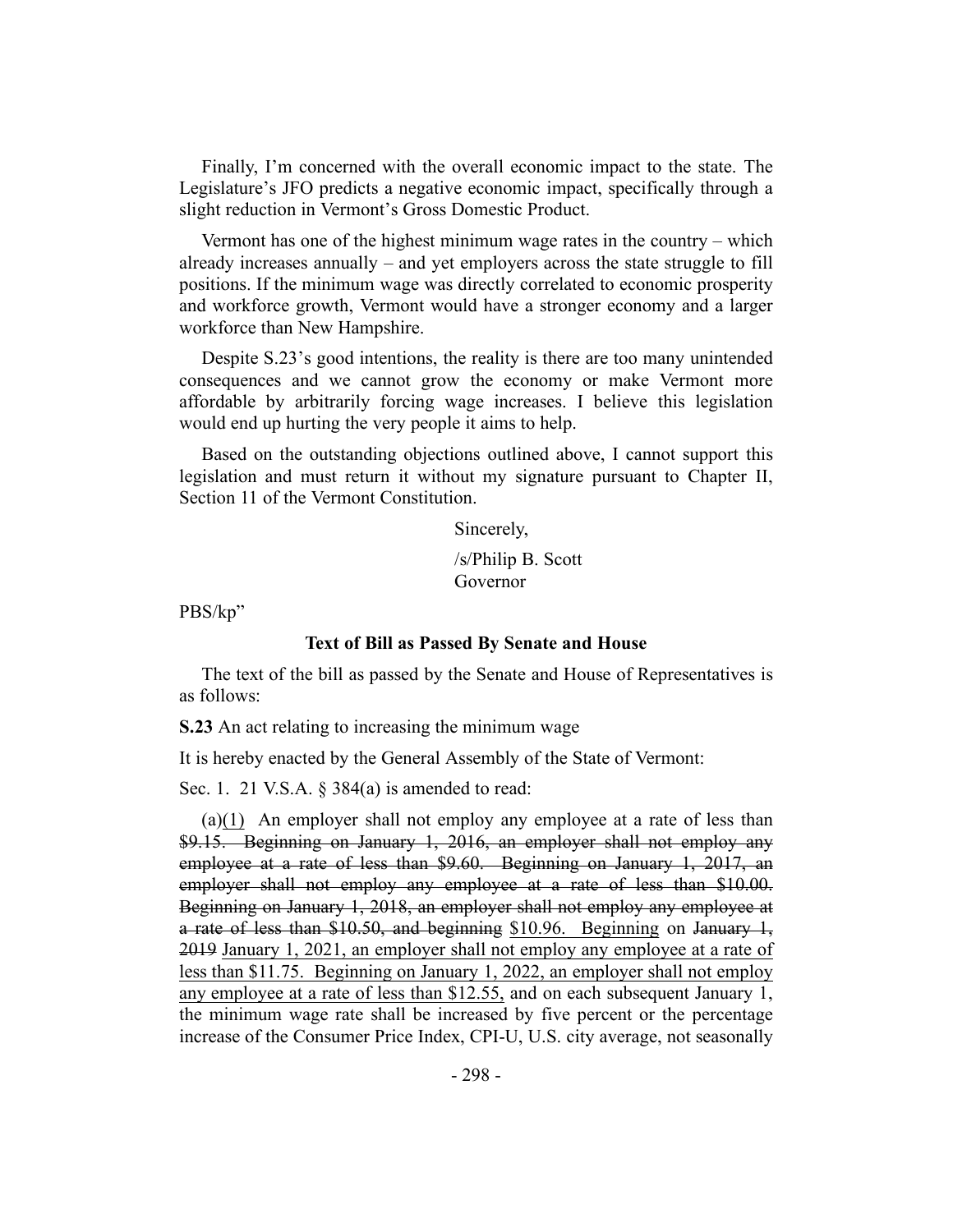Finally, I'm concerned with the overall economic impact to the state. The Legislature's JFO predicts a negative economic impact, specifically through a slight reduction in Vermont's Gross Domestic Product.

Vermont has one of the highest minimum wage rates in the country – which already increases annually – and yet employers across the state struggle to fill positions. If the minimum wage was directly correlated to economic prosperity and workforce growth, Vermont would have a stronger economy and a larger workforce than New Hampshire.

Despite S.23's good intentions, the reality is there are too many unintended consequences and we cannot grow the economy or make Vermont more affordable by arbitrarily forcing wage increases. I believe this legislation would end up hurting the very people it aims to help.

Based on the outstanding objections outlined above, I cannot support this legislation and must return it without my signature pursuant to Chapter II, Section 11 of the Vermont Constitution.

Sincerely,

/s/Philip B. Scott
Governor

PBS/kp"

**Text of Bill as Passed By Senate and House**

The text of the bill as passed by the Senate and House of Representatives is as follows:

**S.23** An act relating to increasing the minimum wage

It is hereby enacted by the General Assembly of the State of Vermont:

Sec. 1. 21 V.S.A. § 384(a) is amended to read:

(a)~~~~(1) An employer shall not employ any employee at a rate of less than ~~$9.15. Beginning on January 1, 2016, an employer shall not employ any employee at a rate of less than $9.60. Beginning on January 1, 2017, an employer shall not employ any employee at a rate of less than $10.00. Beginning on January 1, 2018, an employer shall not employ any employee at a rate of less than $10.50, and beginning~~ $10.96. Beginning on ~~January 1, 2019~~ January 1, 2021, an employer shall not employ any employee at a rate of less than $11.75. Beginning on January 1, 2022, an employer shall not employ any employee at a rate of less than $12.55, and on each subsequent January 1, the minimum wage rate shall be increased by five percent or the percentage increase of the Consumer Price Index, CPI-U, U.S. city average, not seasonally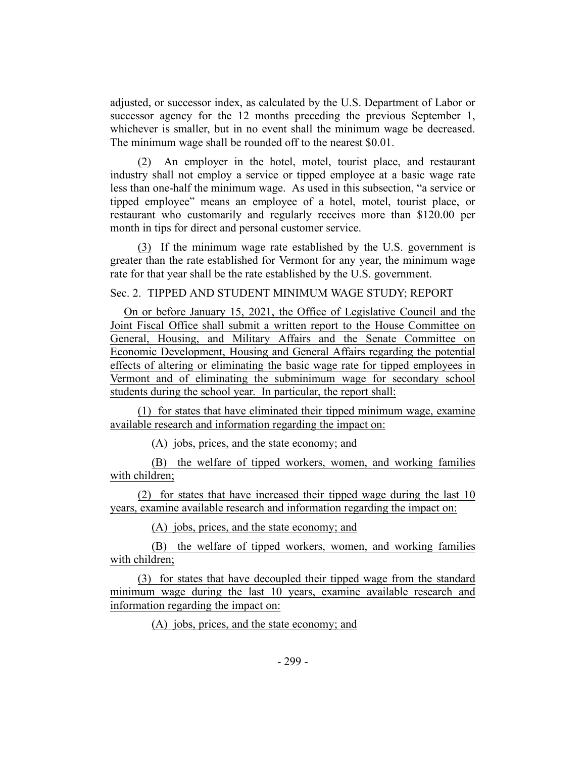adjusted, or successor index, as calculated by the U.S. Department of Labor or successor agency for the 12 months preceding the previous September 1, whichever is smaller, but in no event shall the minimum wage be decreased. The minimum wage shall be rounded off to the nearest $0.01.

(2) An employer in the hotel, motel, tourist place, and restaurant industry shall not employ a service or tipped employee at a basic wage rate less than one-half the minimum wage. As used in this subsection, "a service or tipped employee" means an employee of a hotel, motel, tourist place, or restaurant who customarily and regularly receives more than $120.00 per month in tips for direct and personal customer service.

(3) If the minimum wage rate established by the U.S. government is greater than the rate established for Vermont for any year, the minimum wage rate for that year shall be the rate established by the U.S. government.

Sec. 2. TIPPED AND STUDENT MINIMUM WAGE STUDY; REPORT

On or before January 15, 2021, the Office of Legislative Council and the Joint Fiscal Office shall submit a written report to the House Committee on General, Housing, and Military Affairs and the Senate Committee on Economic Development, Housing and General Affairs regarding the potential effects of altering or eliminating the basic wage rate for tipped employees in Vermont and of eliminating the subminimum wage for secondary school students during the school year. In particular, the report shall:

(1) for states that have eliminated their tipped minimum wage, examine available research and information regarding the impact on:

(A) jobs, prices, and the state economy; and

(B) the welfare of tipped workers, women, and working families with children;

(2) for states that have increased their tipped wage during the last 10 years, examine available research and information regarding the impact on:

(A) jobs, prices, and the state economy; and

(B) the welfare of tipped workers, women, and working families with children;

(3) for states that have decoupled their tipped wage from the standard minimum wage during the last 10 years, examine available research and information regarding the impact on:

(A) jobs, prices, and the state economy; and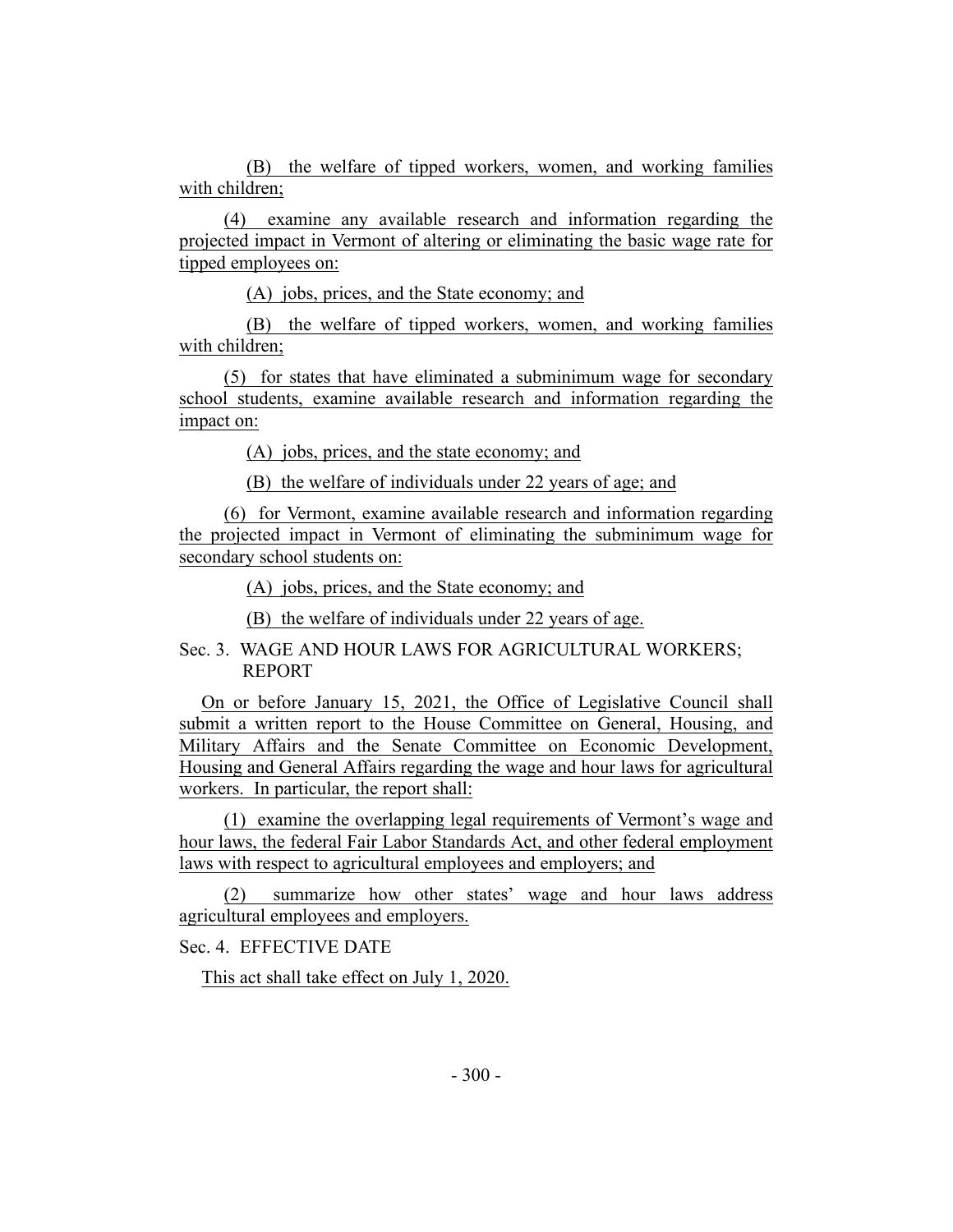(B) the welfare of tipped workers, women, and working families with children;

(4) examine any available research and information regarding the projected impact in Vermont of altering or eliminating the basic wage rate for tipped employees on:

(A) jobs, prices, and the State economy; and

(B) the welfare of tipped workers, women, and working families with children;

(5) for states that have eliminated a subminimum wage for secondary school students, examine available research and information regarding the impact on:

(A) jobs, prices, and the state economy; and

(B) the welfare of individuals under 22 years of age; and

(6) for Vermont, examine available research and information regarding the projected impact in Vermont of eliminating the subminimum wage for secondary school students on:

(A) jobs, prices, and the State economy; and

(B) the welfare of individuals under 22 years of age.

Sec. 3. WAGE AND HOUR LAWS FOR AGRICULTURAL WORKERS; REPORT

On or before January 15, 2021, the Office of Legislative Council shall submit a written report to the House Committee on General, Housing, and Military Affairs and the Senate Committee on Economic Development, Housing and General Affairs regarding the wage and hour laws for agricultural workers. In particular, the report shall:

(1) examine the overlapping legal requirements of Vermont's wage and hour laws, the federal Fair Labor Standards Act, and other federal employment laws with respect to agricultural employees and employers; and

(2) summarize how other states' wage and hour laws address agricultural employees and employers.

Sec. 4. EFFECTIVE DATE

This act shall take effect on July 1, 2020.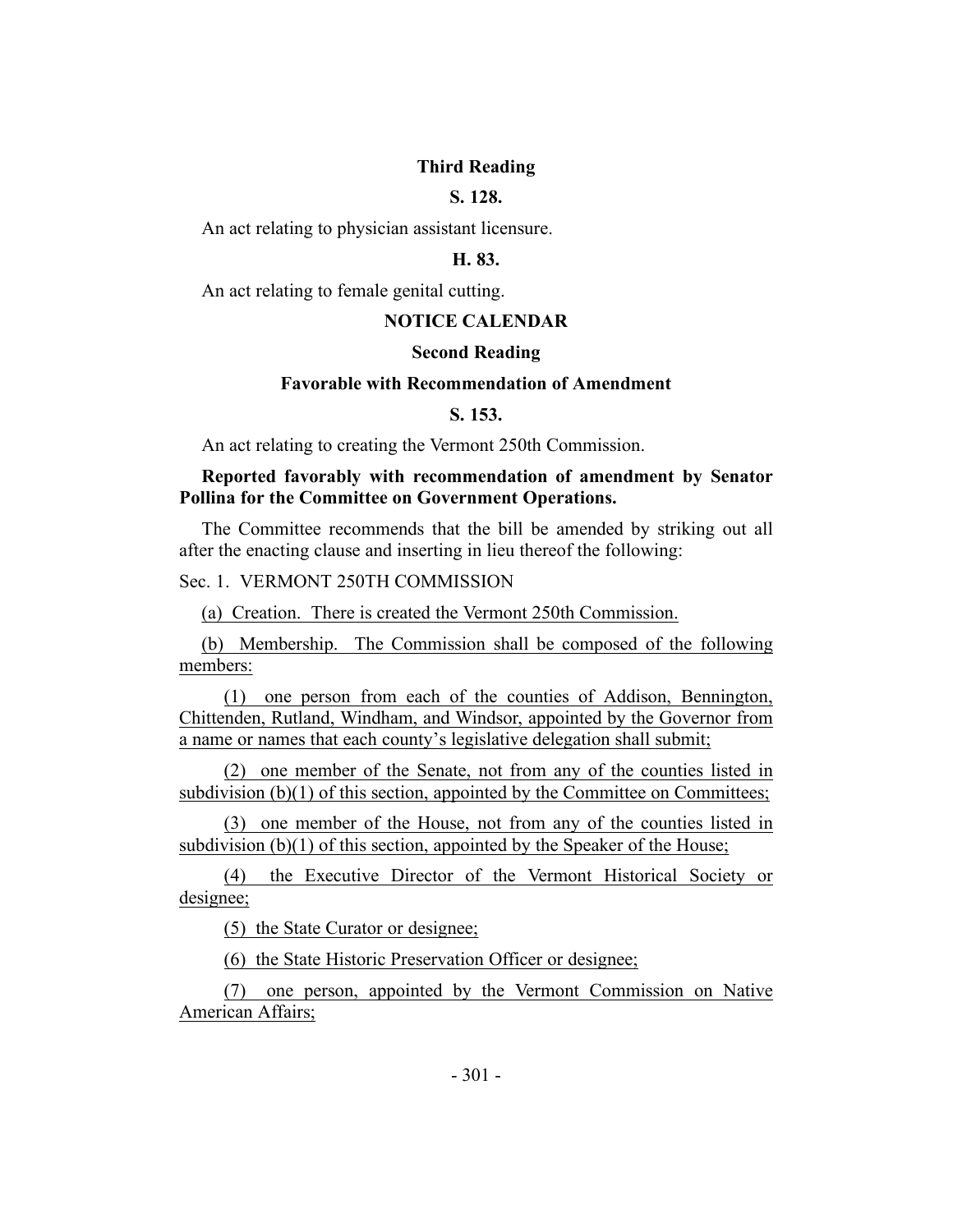### Third Reading

**S. 128.**

An act relating to physician assistant licensure.

**H. 83.**

An act relating to female genital cutting.

## NOTICE CALENDAR

### Second Reading

### Favorable with Recommendation of Amendment

**S. 153.**

An act relating to creating the Vermont 250th Commission.

**Reported favorably with recommendation of amendment by Senator Pollina for the Committee on Government Operations.**

The Committee recommends that the bill be amended by striking out all after the enacting clause and inserting in lieu thereof the following:

Sec. 1. VERMONT 250TH COMMISSION

(a) Creation. There is created the Vermont 250th Commission.

(b) Membership. The Commission shall be composed of the following members:

(1) one person from each of the counties of Addison, Bennington, Chittenden, Rutland, Windham, and Windsor, appointed by the Governor from a name or names that each county's legislative delegation shall submit;

(2) one member of the Senate, not from any of the counties listed in subdivision (b)(1) of this section, appointed by the Committee on Committees;

(3) one member of the House, not from any of the counties listed in subdivision (b)(1) of this section, appointed by the Speaker of the House;

(4) the Executive Director of the Vermont Historical Society or designee;

(5) the State Curator or designee;

(6) the State Historic Preservation Officer or designee;

(7) one person, appointed by the Vermont Commission on Native American Affairs;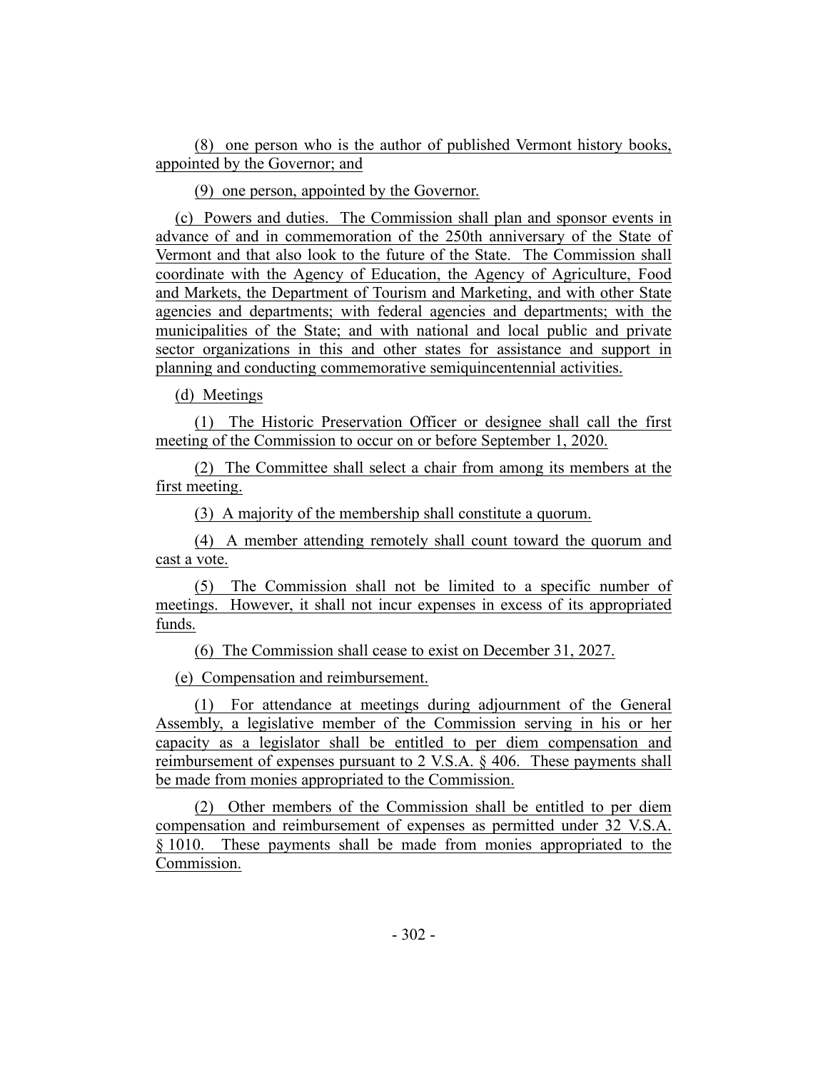(8) one person who is the author of published Vermont history books, appointed by the Governor; and

(9) one person, appointed by the Governor.

(c) Powers and duties. The Commission shall plan and sponsor events in advance of and in commemoration of the 250th anniversary of the State of Vermont and that also look to the future of the State. The Commission shall coordinate with the Agency of Education, the Agency of Agriculture, Food and Markets, the Department of Tourism and Marketing, and with other State agencies and departments; with federal agencies and departments; with the municipalities of the State; and with national and local public and private sector organizations in this and other states for assistance and support in planning and conducting commemorative semiquincentennial activities.

(d) Meetings

(1) The Historic Preservation Officer or designee shall call the first meeting of the Commission to occur on or before September 1, 2020.

(2) The Committee shall select a chair from among its members at the first meeting.

(3) A majority of the membership shall constitute a quorum.

(4) A member attending remotely shall count toward the quorum and cast a vote.

(5) The Commission shall not be limited to a specific number of meetings. However, it shall not incur expenses in excess of its appropriated funds.

(6) The Commission shall cease to exist on December 31, 2027.

(e) Compensation and reimbursement.

(1) For attendance at meetings during adjournment of the General Assembly, a legislative member of the Commission serving in his or her capacity as a legislator shall be entitled to per diem compensation and reimbursement of expenses pursuant to 2 V.S.A. § 406. These payments shall be made from monies appropriated to the Commission.

(2) Other members of the Commission shall be entitled to per diem compensation and reimbursement of expenses as permitted under 32 V.S.A. § 1010. These payments shall be made from monies appropriated to the Commission.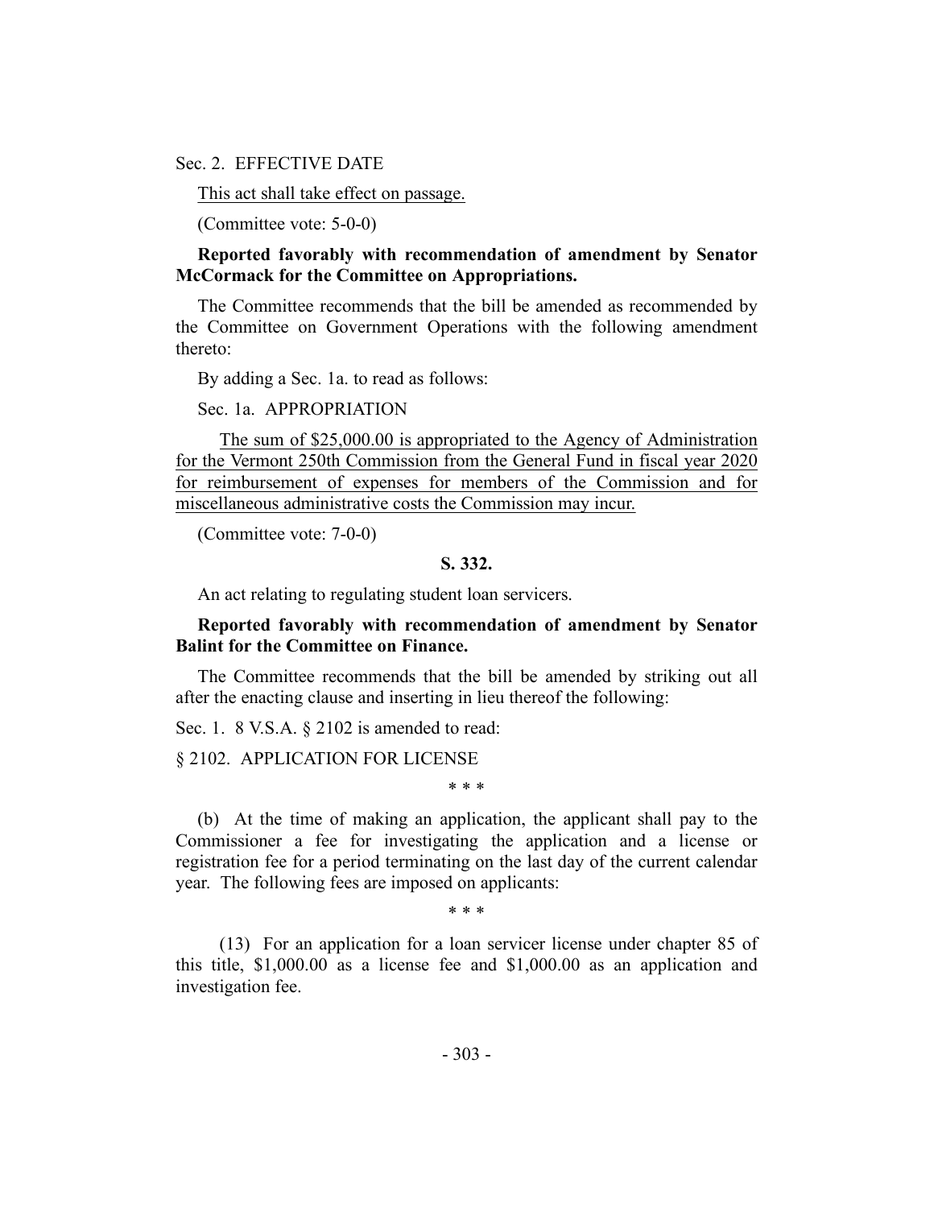Sec. 2. EFFECTIVE DATE

This act shall take effect on passage.

(Committee vote: 5-0-0)

**Reported favorably with recommendation of amendment by Senator McCormack for the Committee on Appropriations.**

The Committee recommends that the bill be amended as recommended by the Committee on Government Operations with the following amendment thereto:

By adding a Sec. 1a. to read as follows:

Sec. 1a. APPROPRIATION

The sum of $25,000.00 is appropriated to the Agency of Administration for the Vermont 250th Commission from the General Fund in fiscal year 2020 for reimbursement of expenses for members of the Commission and for miscellaneous administrative costs the Commission may incur.

(Committee vote: 7-0-0)

**S. 332.**

An act relating to regulating student loan servicers.

**Reported favorably with recommendation of amendment by Senator Balint for the Committee on Finance.**

The Committee recommends that the bill be amended by striking out all after the enacting clause and inserting in lieu thereof the following:

Sec. 1. 8 V.S.A. § 2102 is amended to read:

§ 2102. APPLICATION FOR LICENSE

\* \* \*

(b) At the time of making an application, the applicant shall pay to the Commissioner a fee for investigating the application and a license or registration fee for a period terminating on the last day of the current calendar year. The following fees are imposed on applicants:

\* \* \*

(13) For an application for a loan servicer license under chapter 85 of this title, $1,000.00 as a license fee and $1,000.00 as an application and investigation fee.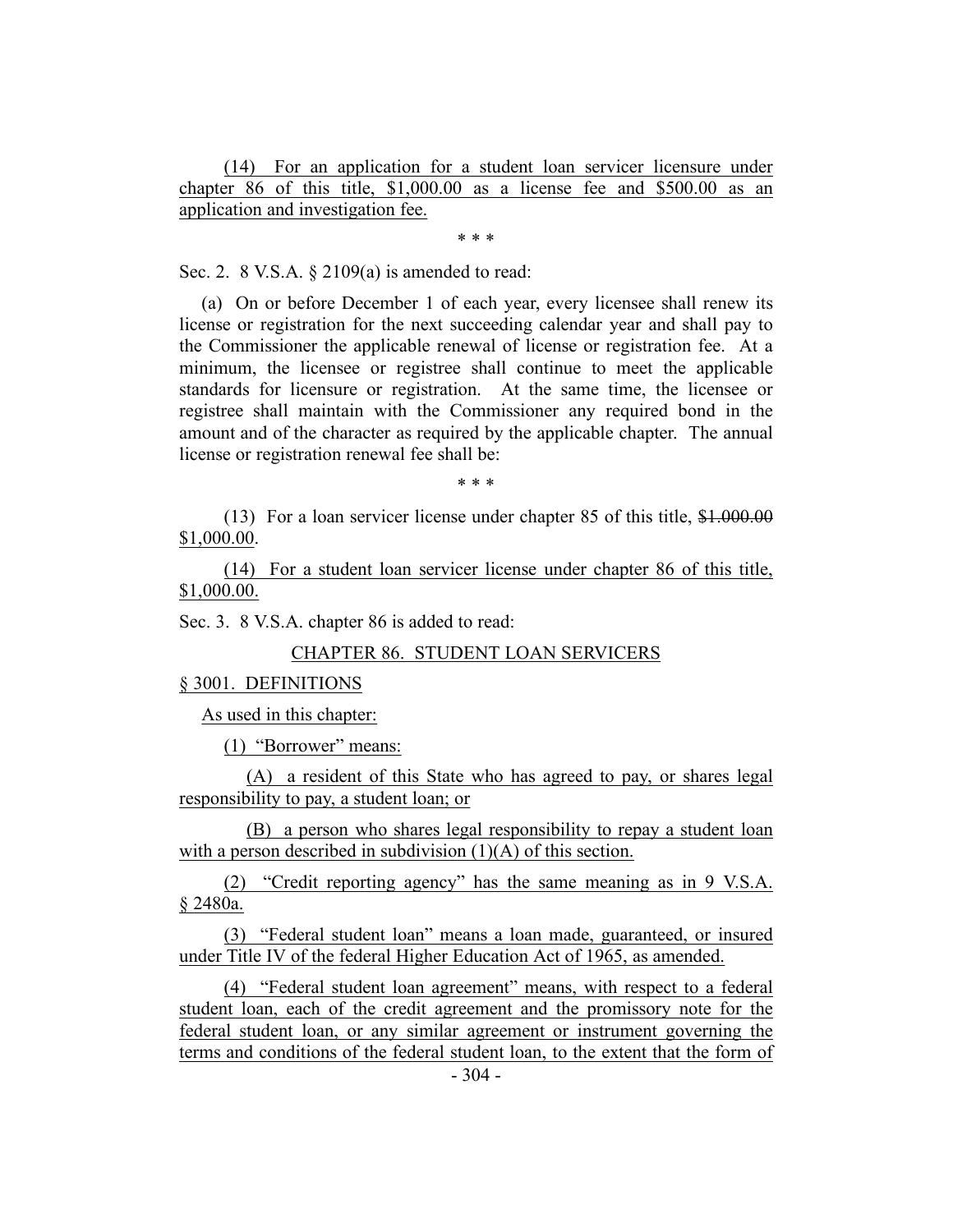(14) For an application for a student loan servicer licensure under chapter 86 of this title, $1,000.00 as a license fee and $500.00 as an application and investigation fee.

\* \* \*

Sec. 2. 8 V.S.A. § 2109(a) is amended to read:

(a) On or before December 1 of each year, every licensee shall renew its license or registration for the next succeeding calendar year and shall pay to the Commissioner the applicable renewal of license or registration fee. At a minimum, the licensee or registree shall continue to meet the applicable standards for licensure or registration. At the same time, the licensee or registree shall maintain with the Commissioner any required bond in the amount and of the character as required by the applicable chapter. The annual license or registration renewal fee shall be:

\* \* \*

(13) For a loan servicer license under chapter 85 of this title, ~~$1.000.00~~ $1,000.00.

(14) For a student loan servicer license under chapter 86 of this title, $1,000.00.

Sec. 3. 8 V.S.A. chapter 86 is added to read:

## CHAPTER 86. STUDENT LOAN SERVICERS

### § 3001. DEFINITIONS

As used in this chapter:

(1) "Borrower" means:

(A) a resident of this State who has agreed to pay, or shares legal responsibility to pay, a student loan; or

(B) a person who shares legal responsibility to repay a student loan with a person described in subdivision (1)(A) of this section.

(2) "Credit reporting agency" has the same meaning as in 9 V.S.A. § 2480a.

(3) "Federal student loan" means a loan made, guaranteed, or insured under Title IV of the federal Higher Education Act of 1965, as amended.

(4) "Federal student loan agreement" means, with respect to a federal student loan, each of the credit agreement and the promissory note for the federal student loan, or any similar agreement or instrument governing the terms and conditions of the federal student loan, to the extent that the form of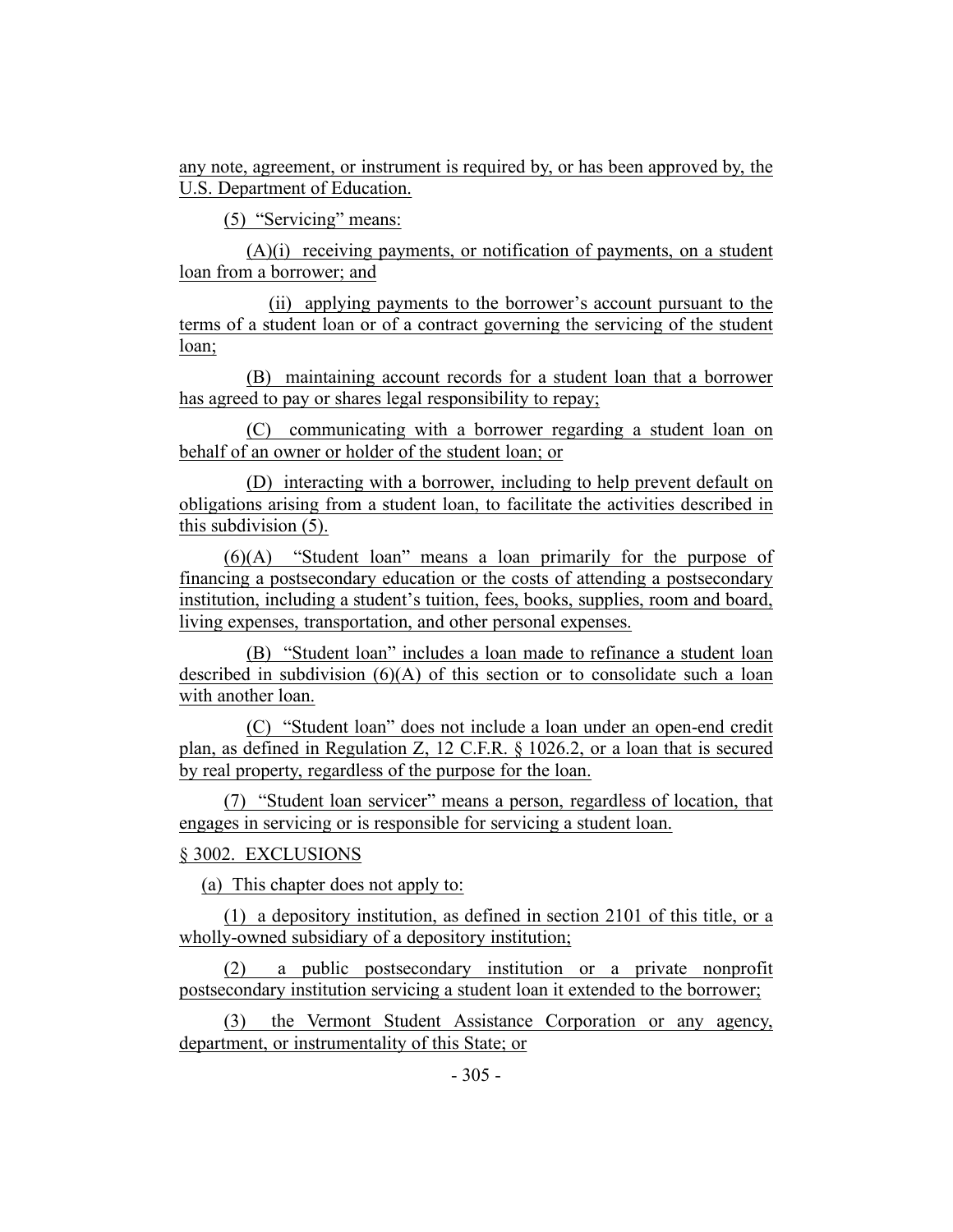any note, agreement, or instrument is required by, or has been approved by, the U.S. Department of Education.

(5) "Servicing" means:

(A)(i) receiving payments, or notification of payments, on a student loan from a borrower; and

(ii) applying payments to the borrower's account pursuant to the terms of a student loan or of a contract governing the servicing of the student loan;

(B) maintaining account records for a student loan that a borrower has agreed to pay or shares legal responsibility to repay;

(C) communicating with a borrower regarding a student loan on behalf of an owner or holder of the student loan; or

(D) interacting with a borrower, including to help prevent default on obligations arising from a student loan, to facilitate the activities described in this subdivision (5).

(6)(A) "Student loan" means a loan primarily for the purpose of financing a postsecondary education or the costs of attending a postsecondary institution, including a student's tuition, fees, books, supplies, room and board, living expenses, transportation, and other personal expenses.

(B) "Student loan" includes a loan made to refinance a student loan described in subdivision (6)(A) of this section or to consolidate such a loan with another loan.

(C) "Student loan" does not include a loan under an open-end credit plan, as defined in Regulation Z, 12 C.F.R. § 1026.2, or a loan that is secured by real property, regardless of the purpose for the loan.

(7) "Student loan servicer" means a person, regardless of location, that engages in servicing or is responsible for servicing a student loan.

§ 3002. EXCLUSIONS

(a) This chapter does not apply to:

(1) a depository institution, as defined in section 2101 of this title, or a wholly-owned subsidiary of a depository institution;

(2) a public postsecondary institution or a private nonprofit postsecondary institution servicing a student loan it extended to the borrower;

(3) the Vermont Student Assistance Corporation or any agency, department, or instrumentality of this State; or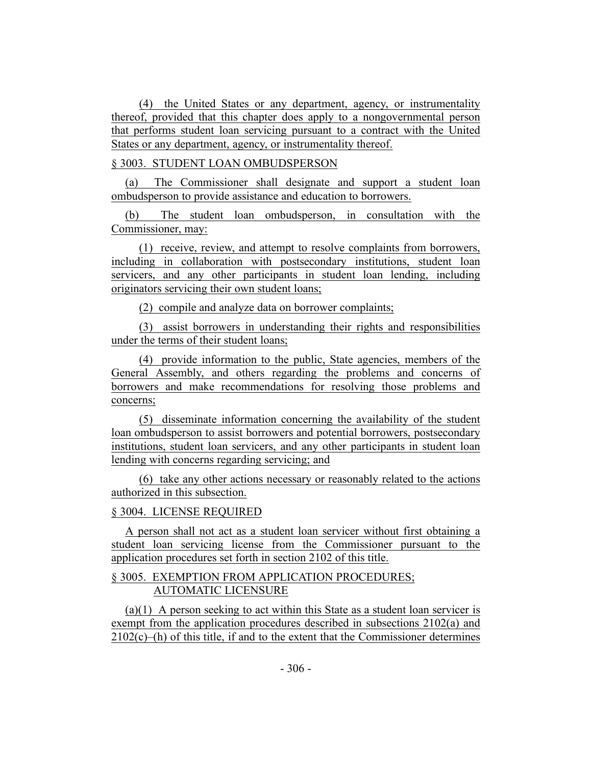(4) the United States or any department, agency, or instrumentality thereof, provided that this chapter does apply to a nongovernmental person that performs student loan servicing pursuant to a contract with the United States or any department, agency, or instrumentality thereof.

§ 3003. STUDENT LOAN OMBUDSPERSON

(a) The Commissioner shall designate and support a student loan ombudsperson to provide assistance and education to borrowers.

(b) The student loan ombudsperson, in consultation with the Commissioner, may:

(1) receive, review, and attempt to resolve complaints from borrowers, including in collaboration with postsecondary institutions, student loan servicers, and any other participants in student loan lending, including originators servicing their own student loans;

(2) compile and analyze data on borrower complaints;

(3) assist borrowers in understanding their rights and responsibilities under the terms of their student loans;

(4) provide information to the public, State agencies, members of the General Assembly, and others regarding the problems and concerns of borrowers and make recommendations for resolving those problems and concerns;

(5) disseminate information concerning the availability of the student loan ombudsperson to assist borrowers and potential borrowers, postsecondary institutions, student loan servicers, and any other participants in student loan lending with concerns regarding servicing; and

(6) take any other actions necessary or reasonably related to the actions authorized in this subsection.

§ 3004. LICENSE REQUIRED

A person shall not act as a student loan servicer without first obtaining a student loan servicing license from the Commissioner pursuant to the application procedures set forth in section 2102 of this title.

§ 3005. EXEMPTION FROM APPLICATION PROCEDURES; AUTOMATIC LICENSURE

(a)(1) A person seeking to act within this State as a student loan servicer is exempt from the application procedures described in subsections 2102(a) and 2102(c)–(h) of this title, if and to the extent that the Commissioner determines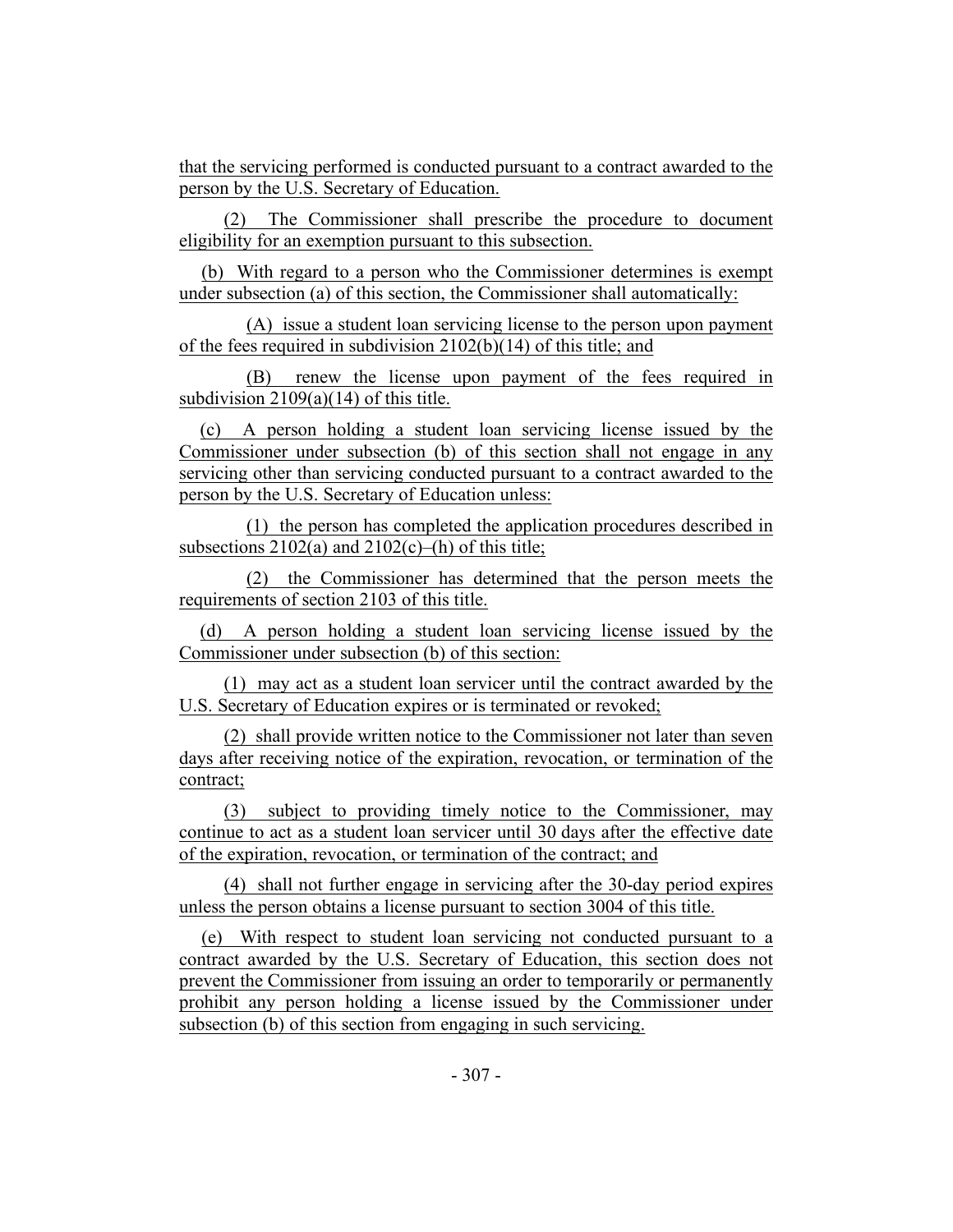that the servicing performed is conducted pursuant to a contract awarded to the person by the U.S. Secretary of Education.

(2) The Commissioner shall prescribe the procedure to document eligibility for an exemption pursuant to this subsection.

(b) With regard to a person who the Commissioner determines is exempt under subsection (a) of this section, the Commissioner shall automatically:

(A) issue a student loan servicing license to the person upon payment of the fees required in subdivision 2102(b)(14) of this title; and

(B) renew the license upon payment of the fees required in subdivision 2109(a)(14) of this title.

(c) A person holding a student loan servicing license issued by the Commissioner under subsection (b) of this section shall not engage in any servicing other than servicing conducted pursuant to a contract awarded to the person by the U.S. Secretary of Education unless:

(1) the person has completed the application procedures described in subsections 2102(a) and 2102(c)–(h) of this title;

(2) the Commissioner has determined that the person meets the requirements of section 2103 of this title.

(d) A person holding a student loan servicing license issued by the Commissioner under subsection (b) of this section:

(1) may act as a student loan servicer until the contract awarded by the U.S. Secretary of Education expires or is terminated or revoked;

(2) shall provide written notice to the Commissioner not later than seven days after receiving notice of the expiration, revocation, or termination of the contract;

(3) subject to providing timely notice to the Commissioner, may continue to act as a student loan servicer until 30 days after the effective date of the expiration, revocation, or termination of the contract; and

(4) shall not further engage in servicing after the 30-day period expires unless the person obtains a license pursuant to section 3004 of this title.

(e) With respect to student loan servicing not conducted pursuant to a contract awarded by the U.S. Secretary of Education, this section does not prevent the Commissioner from issuing an order to temporarily or permanently prohibit any person holding a license issued by the Commissioner under subsection (b) of this section from engaging in such servicing.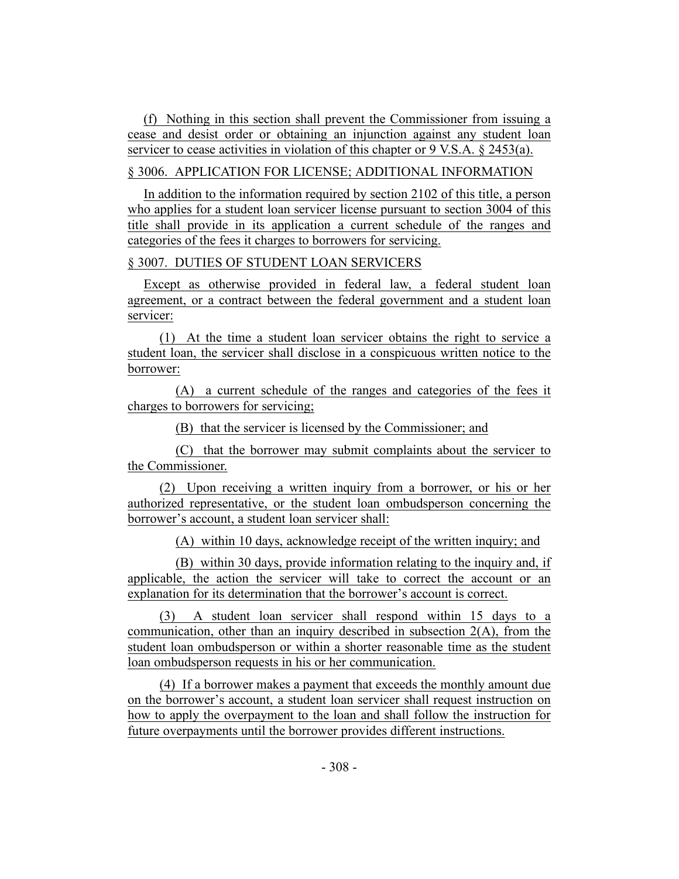(f) Nothing in this section shall prevent the Commissioner from issuing a cease and desist order or obtaining an injunction against any student loan servicer to cease activities in violation of this chapter or 9 V.S.A. § 2453(a).

§ 3006. APPLICATION FOR LICENSE; ADDITIONAL INFORMATION

In addition to the information required by section 2102 of this title, a person who applies for a student loan servicer license pursuant to section 3004 of this title shall provide in its application a current schedule of the ranges and categories of the fees it charges to borrowers for servicing.

§ 3007. DUTIES OF STUDENT LOAN SERVICERS

Except as otherwise provided in federal law, a federal student loan agreement, or a contract between the federal government and a student loan servicer:

(1) At the time a student loan servicer obtains the right to service a student loan, the servicer shall disclose in a conspicuous written notice to the borrower:

(A) a current schedule of the ranges and categories of the fees it charges to borrowers for servicing;

(B) that the servicer is licensed by the Commissioner; and

(C) that the borrower may submit complaints about the servicer to the Commissioner.

(2) Upon receiving a written inquiry from a borrower, or his or her authorized representative, or the student loan ombudsperson concerning the borrower's account, a student loan servicer shall:

(A) within 10 days, acknowledge receipt of the written inquiry; and

(B) within 30 days, provide information relating to the inquiry and, if applicable, the action the servicer will take to correct the account or an explanation for its determination that the borrower's account is correct.

(3) A student loan servicer shall respond within 15 days to a communication, other than an inquiry described in subsection 2(A), from the student loan ombudsperson or within a shorter reasonable time as the student loan ombudsperson requests in his or her communication.

(4) If a borrower makes a payment that exceeds the monthly amount due on the borrower's account, a student loan servicer shall request instruction on how to apply the overpayment to the loan and shall follow the instruction for future overpayments until the borrower provides different instructions.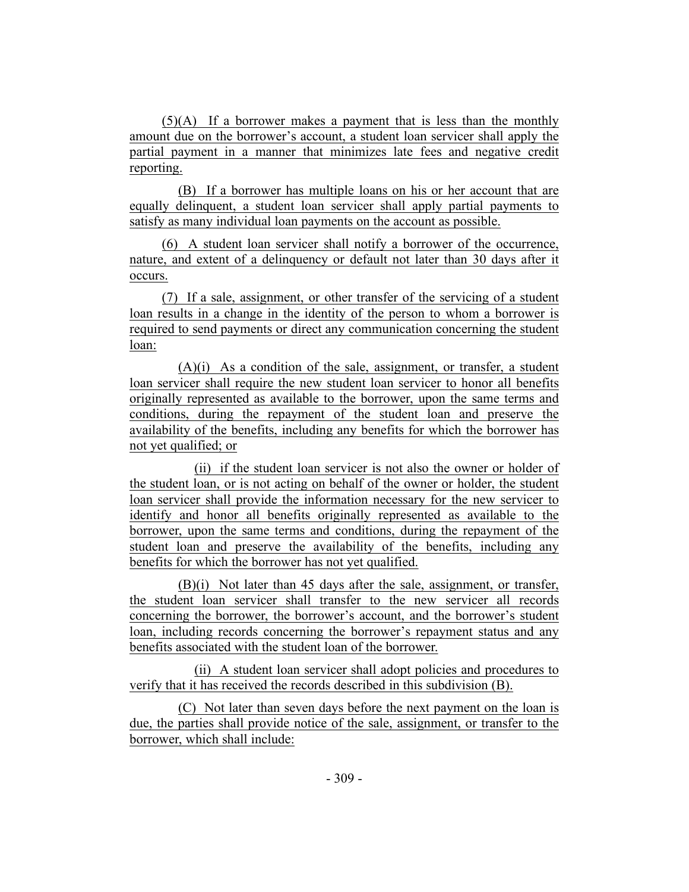(5)(A) If a borrower makes a payment that is less than the monthly amount due on the borrower's account, a student loan servicer shall apply the partial payment in a manner that minimizes late fees and negative credit reporting.

(B) If a borrower has multiple loans on his or her account that are equally delinquent, a student loan servicer shall apply partial payments to satisfy as many individual loan payments on the account as possible.

(6) A student loan servicer shall notify a borrower of the occurrence, nature, and extent of a delinquency or default not later than 30 days after it occurs.

(7) If a sale, assignment, or other transfer of the servicing of a student loan results in a change in the identity of the person to whom a borrower is required to send payments or direct any communication concerning the student loan:

(A)(i) As a condition of the sale, assignment, or transfer, a student loan servicer shall require the new student loan servicer to honor all benefits originally represented as available to the borrower, upon the same terms and conditions, during the repayment of the student loan and preserve the availability of the benefits, including any benefits for which the borrower has not yet qualified; or

(ii) if the student loan servicer is not also the owner or holder of the student loan, or is not acting on behalf of the owner or holder, the student loan servicer shall provide the information necessary for the new servicer to identify and honor all benefits originally represented as available to the borrower, upon the same terms and conditions, during the repayment of the student loan and preserve the availability of the benefits, including any benefits for which the borrower has not yet qualified.

(B)(i) Not later than 45 days after the sale, assignment, or transfer, the student loan servicer shall transfer to the new servicer all records concerning the borrower, the borrower's account, and the borrower's student loan, including records concerning the borrower's repayment status and any benefits associated with the student loan of the borrower.

(ii) A student loan servicer shall adopt policies and procedures to verify that it has received the records described in this subdivision (B).

(C) Not later than seven days before the next payment on the loan is due, the parties shall provide notice of the sale, assignment, or transfer to the borrower, which shall include: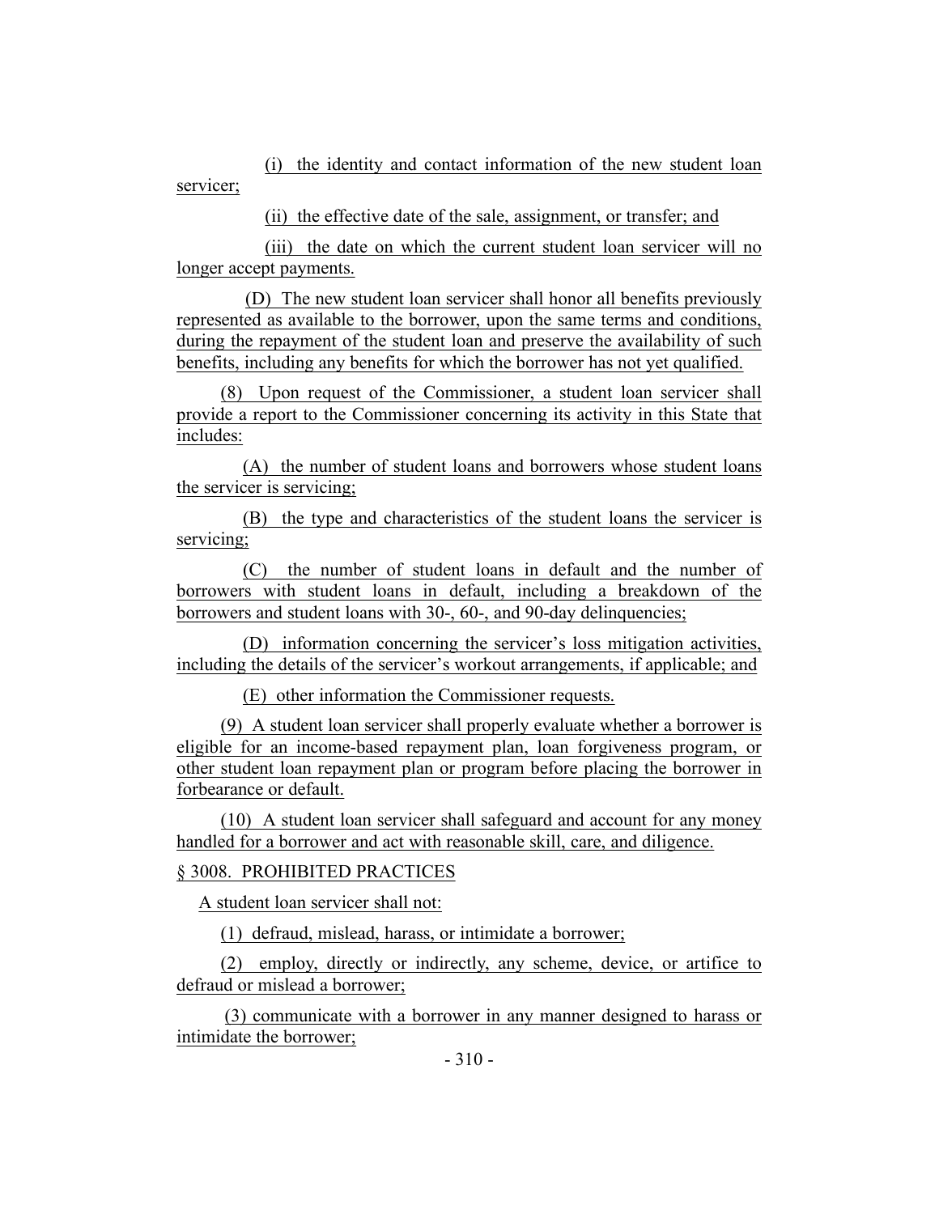(i) the identity and contact information of the new student loan servicer;

(ii) the effective date of the sale, assignment, or transfer; and

(iii) the date on which the current student loan servicer will no longer accept payments.

(D) The new student loan servicer shall honor all benefits previously represented as available to the borrower, upon the same terms and conditions, during the repayment of the student loan and preserve the availability of such benefits, including any benefits for which the borrower has not yet qualified.

(8) Upon request of the Commissioner, a student loan servicer shall provide a report to the Commissioner concerning its activity in this State that includes:

(A) the number of student loans and borrowers whose student loans the servicer is servicing;

(B) the type and characteristics of the student loans the servicer is servicing;

(C) the number of student loans in default and the number of borrowers with student loans in default, including a breakdown of the borrowers and student loans with 30-, 60-, and 90-day delinquencies;

(D) information concerning the servicer's loss mitigation activities, including the details of the servicer's workout arrangements, if applicable; and

(E) other information the Commissioner requests.

(9) A student loan servicer shall properly evaluate whether a borrower is eligible for an income-based repayment plan, loan forgiveness program, or other student loan repayment plan or program before placing the borrower in forbearance or default.

(10) A student loan servicer shall safeguard and account for any money handled for a borrower and act with reasonable skill, care, and diligence.

§ 3008. PROHIBITED PRACTICES

A student loan servicer shall not:

(1) defraud, mislead, harass, or intimidate a borrower;

(2) employ, directly or indirectly, any scheme, device, or artifice to defraud or mislead a borrower;

(3) communicate with a borrower in any manner designed to harass or intimidate the borrower;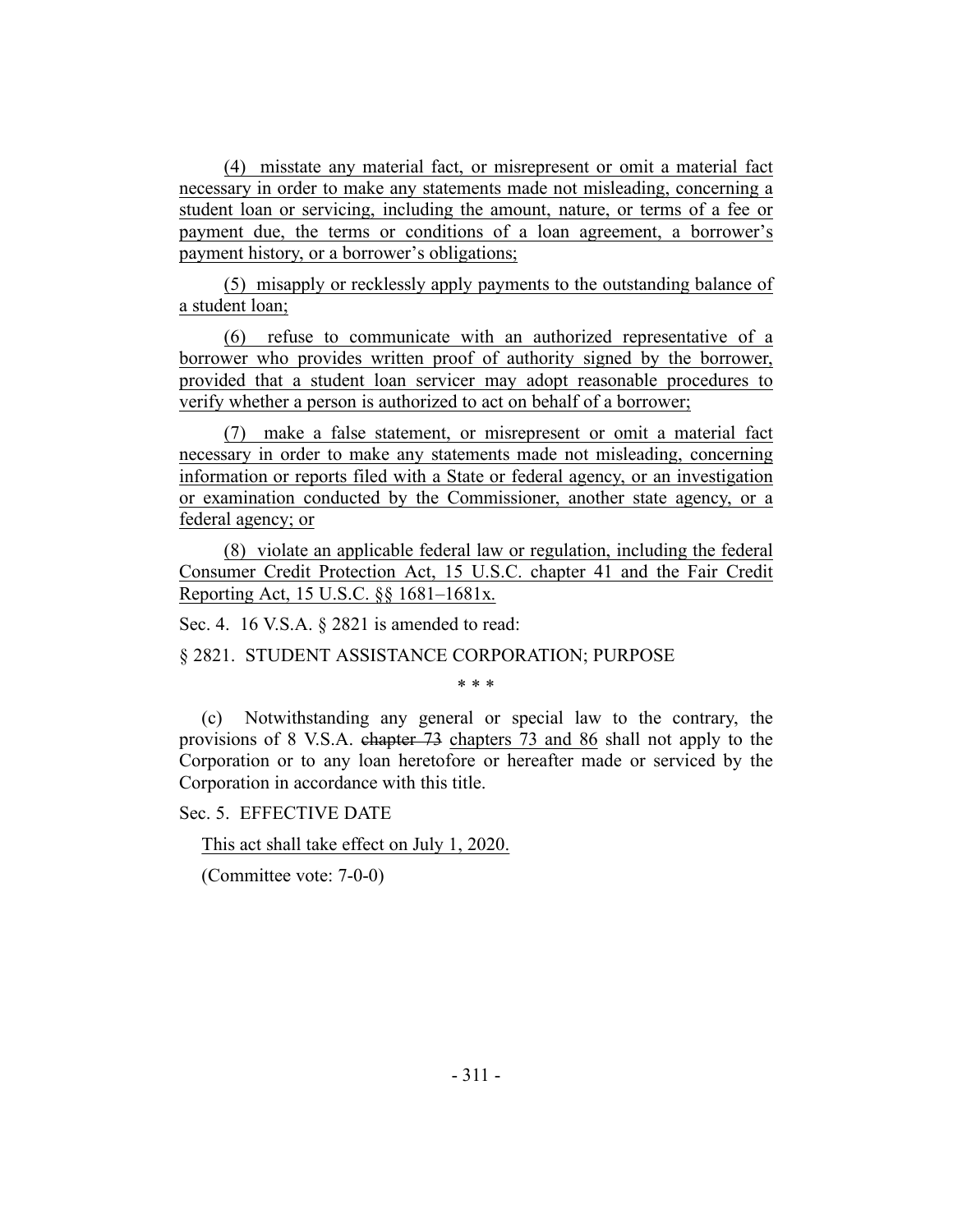(4) misstate any material fact, or misrepresent or omit a material fact necessary in order to make any statements made not misleading, concerning a student loan or servicing, including the amount, nature, or terms of a fee or payment due, the terms or conditions of a loan agreement, a borrower's payment history, or a borrower's obligations;

(5) misapply or recklessly apply payments to the outstanding balance of a student loan;

(6) refuse to communicate with an authorized representative of a borrower who provides written proof of authority signed by the borrower, provided that a student loan servicer may adopt reasonable procedures to verify whether a person is authorized to act on behalf of a borrower;

(7) make a false statement, or misrepresent or omit a material fact necessary in order to make any statements made not misleading, concerning information or reports filed with a State or federal agency, or an investigation or examination conducted by the Commissioner, another state agency, or a federal agency; or

(8) violate an applicable federal law or regulation, including the federal Consumer Credit Protection Act, 15 U.S.C. chapter 41 and the Fair Credit Reporting Act, 15 U.S.C. §§ 1681–1681x.

Sec. 4. 16 V.S.A. § 2821 is amended to read:

§ 2821. STUDENT ASSISTANCE CORPORATION; PURPOSE

\* \* \*

(c) Notwithstanding any general or special law to the contrary, the provisions of 8 V.S.A. ~~chapter 73~~ chapters 73 and 86 shall not apply to the Corporation or to any loan heretofore or hereafter made or serviced by the Corporation in accordance with this title.

Sec. 5. EFFECTIVE DATE

This act shall take effect on July 1, 2020.

(Committee vote: 7-0-0)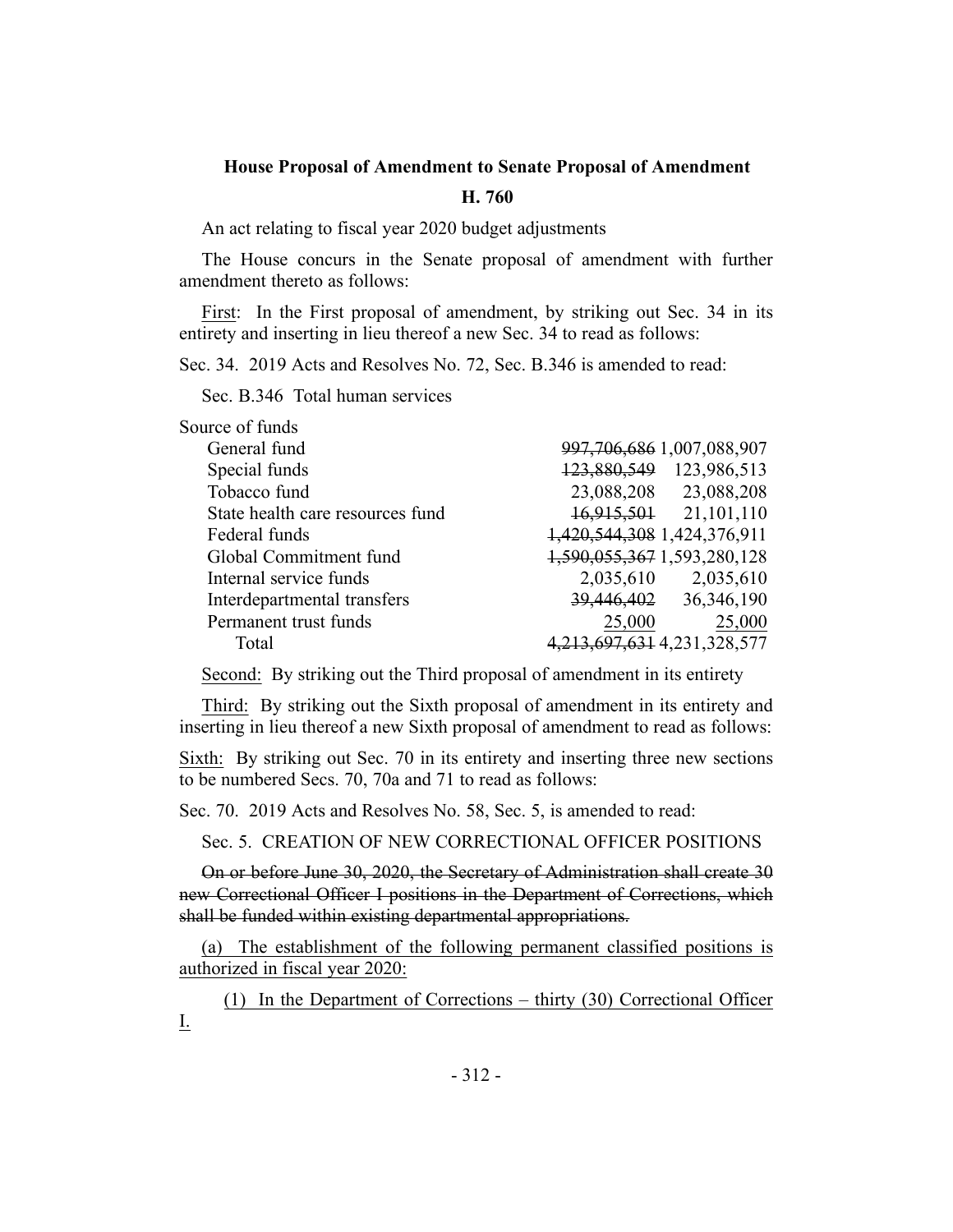**House Proposal of Amendment to Senate Proposal of Amendment**

**H. 760**

An act relating to fiscal year 2020 budget adjustments

The House concurs in the Senate proposal of amendment with further amendment thereto as follows:

First: In the First proposal of amendment, by striking out Sec. 34 in its entirety and inserting in lieu thereof a new Sec. 34 to read as follows:

Sec. 34. 2019 Acts and Resolves No. 72, Sec. B.346 is amended to read:

Sec. B.346 Total human services

| Source of funds | | |
|---|---|---|
| General fund | ~~997,706,686~~ | 1,007,088,907 |
| Special funds | ~~123,880,549~~ | 123,986,513 |
| Tobacco fund | 23,088,208 | 23,088,208 |
| State health care resources fund | ~~16,915,501~~ | 21,101,110 |
| Federal funds | ~~1,420,544,308~~ | 1,424,376,911 |
| Global Commitment fund | ~~1,590,055,367~~ | 1,593,280,128 |
| Internal service funds | 2,035,610 | 2,035,610 |
| Interdepartmental transfers | ~~39,446,402~~ | 36,346,190 |
| Permanent trust funds | 25,000 | 25,000 |
| Total | ~~4,213,697,631~~ | 4,231,328,577 |

Second: By striking out the Third proposal of amendment in its entirety

Third: By striking out the Sixth proposal of amendment in its entirety and inserting in lieu thereof a new Sixth proposal of amendment to read as follows:

Sixth: By striking out Sec. 70 in its entirety and inserting three new sections to be numbered Secs. 70, 70a and 71 to read as follows:

Sec. 70. 2019 Acts and Resolves No. 58, Sec. 5, is amended to read:

Sec. 5. CREATION OF NEW CORRECTIONAL OFFICER POSITIONS

~~On or before June 30, 2020, the Secretary of Administration shall create 30 new Correctional Officer I positions in the Department of Corrections, which shall be funded within existing departmental appropriations.~~

(a) The establishment of the following permanent classified positions is authorized in fiscal year 2020:

(1) In the Department of Corrections – thirty (30) Correctional Officer I.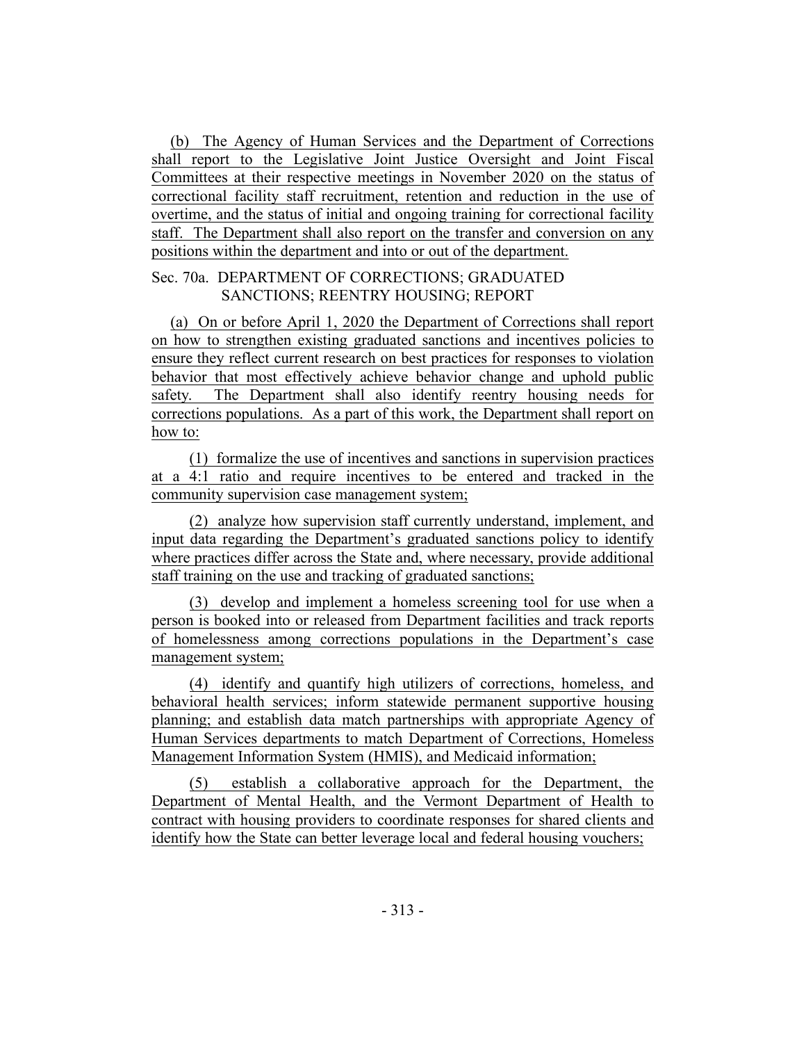(b) The Agency of Human Services and the Department of Corrections shall report to the Legislative Joint Justice Oversight and Joint Fiscal Committees at their respective meetings in November 2020 on the status of correctional facility staff recruitment, retention and reduction in the use of overtime, and the status of initial and ongoing training for correctional facility staff. The Department shall also report on the transfer and conversion on any positions within the department and into or out of the department.

Sec. 70a. DEPARTMENT OF CORRECTIONS; GRADUATED SANCTIONS; REENTRY HOUSING; REPORT

(a) On or before April 1, 2020 the Department of Corrections shall report on how to strengthen existing graduated sanctions and incentives policies to ensure they reflect current research on best practices for responses to violation behavior that most effectively achieve behavior change and uphold public safety. The Department shall also identify reentry housing needs for corrections populations. As a part of this work, the Department shall report on how to:

(1) formalize the use of incentives and sanctions in supervision practices at a 4:1 ratio and require incentives to be entered and tracked in the community supervision case management system;

(2) analyze how supervision staff currently understand, implement, and input data regarding the Department's graduated sanctions policy to identify where practices differ across the State and, where necessary, provide additional staff training on the use and tracking of graduated sanctions;

(3) develop and implement a homeless screening tool for use when a person is booked into or released from Department facilities and track reports of homelessness among corrections populations in the Department's case management system;

(4) identify and quantify high utilizers of corrections, homeless, and behavioral health services; inform statewide permanent supportive housing planning; and establish data match partnerships with appropriate Agency of Human Services departments to match Department of Corrections, Homeless Management Information System (HMIS), and Medicaid information;

(5) establish a collaborative approach for the Department, the Department of Mental Health, and the Vermont Department of Health to contract with housing providers to coordinate responses for shared clients and identify how the State can better leverage local and federal housing vouchers;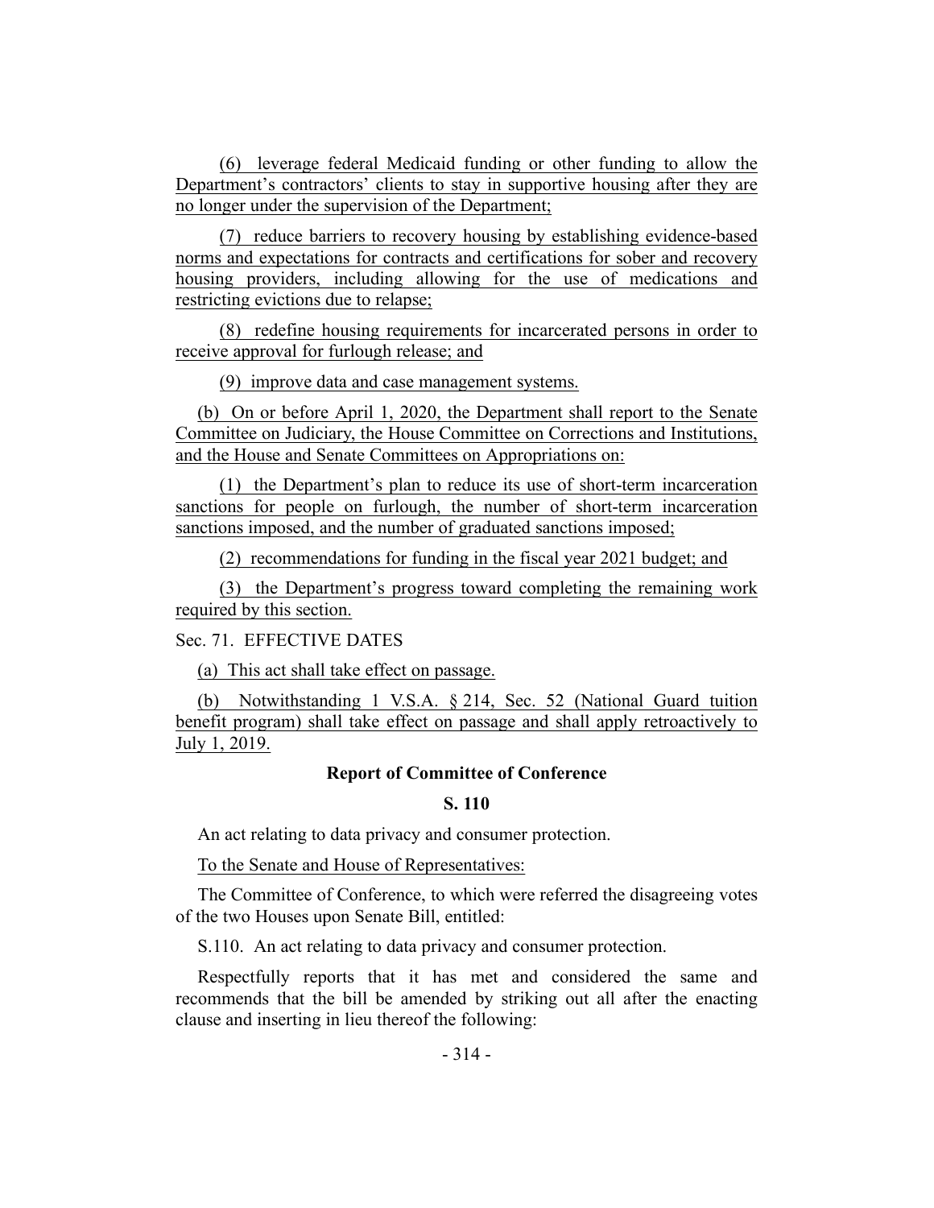(6) leverage federal Medicaid funding or other funding to allow the Department's contractors' clients to stay in supportive housing after they are no longer under the supervision of the Department;

(7) reduce barriers to recovery housing by establishing evidence-based norms and expectations for contracts and certifications for sober and recovery housing providers, including allowing for the use of medications and restricting evictions due to relapse;

(8) redefine housing requirements for incarcerated persons in order to receive approval for furlough release; and

(9) improve data and case management systems.

(b) On or before April 1, 2020, the Department shall report to the Senate Committee on Judiciary, the House Committee on Corrections and Institutions, and the House and Senate Committees on Appropriations on:

(1) the Department's plan to reduce its use of short-term incarceration sanctions for people on furlough, the number of short-term incarceration sanctions imposed, and the number of graduated sanctions imposed;

(2) recommendations for funding in the fiscal year 2021 budget; and

(3) the Department's progress toward completing the remaining work required by this section.

Sec. 71. EFFECTIVE DATES

(a) This act shall take effect on passage.

(b) Notwithstanding 1 V.S.A. § 214, Sec. 52 (National Guard tuition benefit program) shall take effect on passage and shall apply retroactively to July 1, 2019.

### Report of Committee of Conference

### S. 110

An act relating to data privacy and consumer protection.

To the Senate and House of Representatives:

The Committee of Conference, to which were referred the disagreeing votes of the two Houses upon Senate Bill, entitled:

S.110. An act relating to data privacy and consumer protection.

Respectfully reports that it has met and considered the same and recommends that the bill be amended by striking out all after the enacting clause and inserting in lieu thereof the following: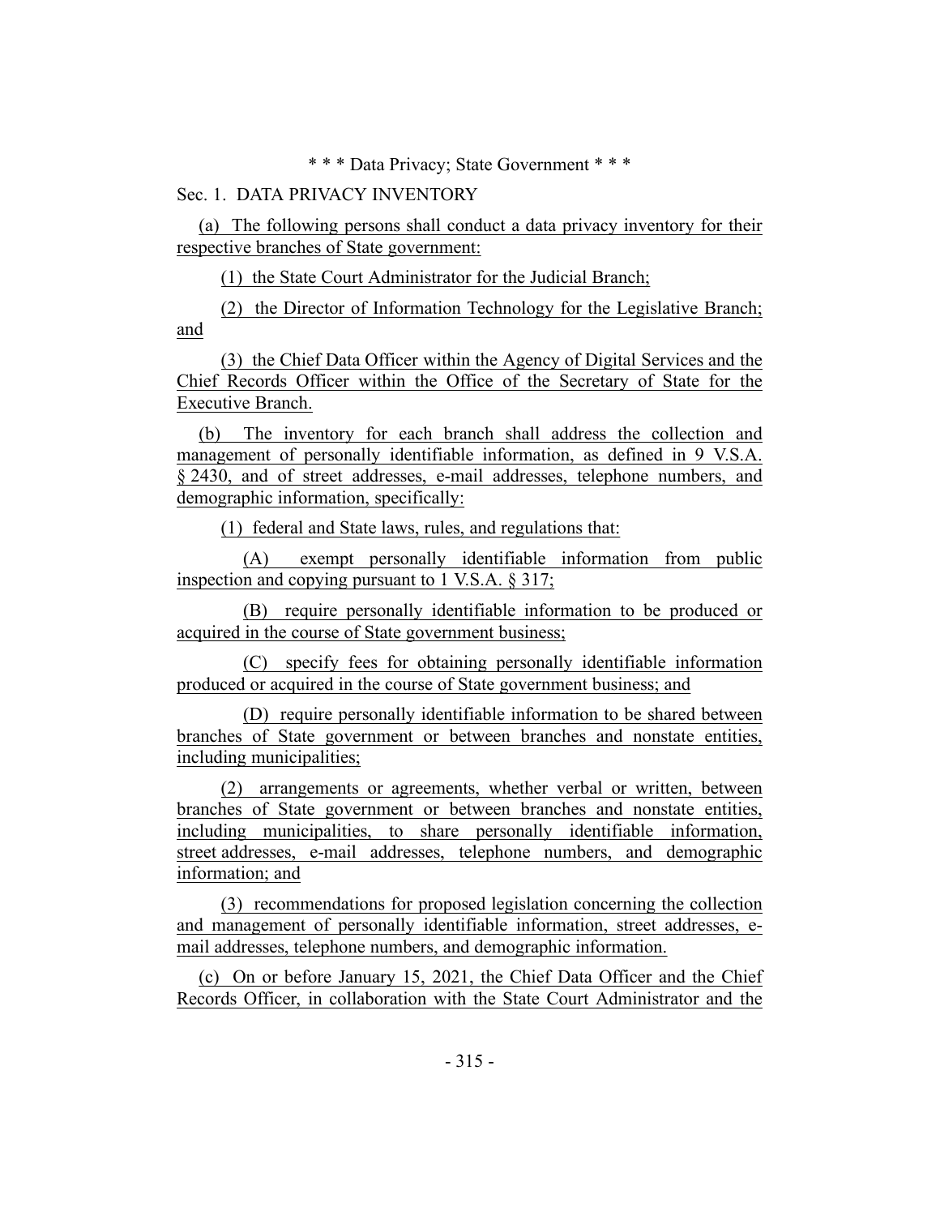\* \* \* Data Privacy; State Government \* \* \*

Sec. 1. DATA PRIVACY INVENTORY

(a) The following persons shall conduct a data privacy inventory for their respective branches of State government:

(1) the State Court Administrator for the Judicial Branch;

(2) the Director of Information Technology for the Legislative Branch; and

(3) the Chief Data Officer within the Agency of Digital Services and the Chief Records Officer within the Office of the Secretary of State for the Executive Branch.

(b) The inventory for each branch shall address the collection and management of personally identifiable information, as defined in 9 V.S.A. § 2430, and of street addresses, e-mail addresses, telephone numbers, and demographic information, specifically:

(1) federal and State laws, rules, and regulations that:

(A) exempt personally identifiable information from public inspection and copying pursuant to 1 V.S.A. § 317;

(B) require personally identifiable information to be produced or acquired in the course of State government business;

(C) specify fees for obtaining personally identifiable information produced or acquired in the course of State government business; and

(D) require personally identifiable information to be shared between branches of State government or between branches and nonstate entities, including municipalities;

(2) arrangements or agreements, whether verbal or written, between branches of State government or between branches and nonstate entities, including municipalities, to share personally identifiable information, street addresses, e-mail addresses, telephone numbers, and demographic information; and

(3) recommendations for proposed legislation concerning the collection and management of personally identifiable information, street addresses, e-mail addresses, telephone numbers, and demographic information.

(c) On or before January 15, 2021, the Chief Data Officer and the Chief Records Officer, in collaboration with the State Court Administrator and the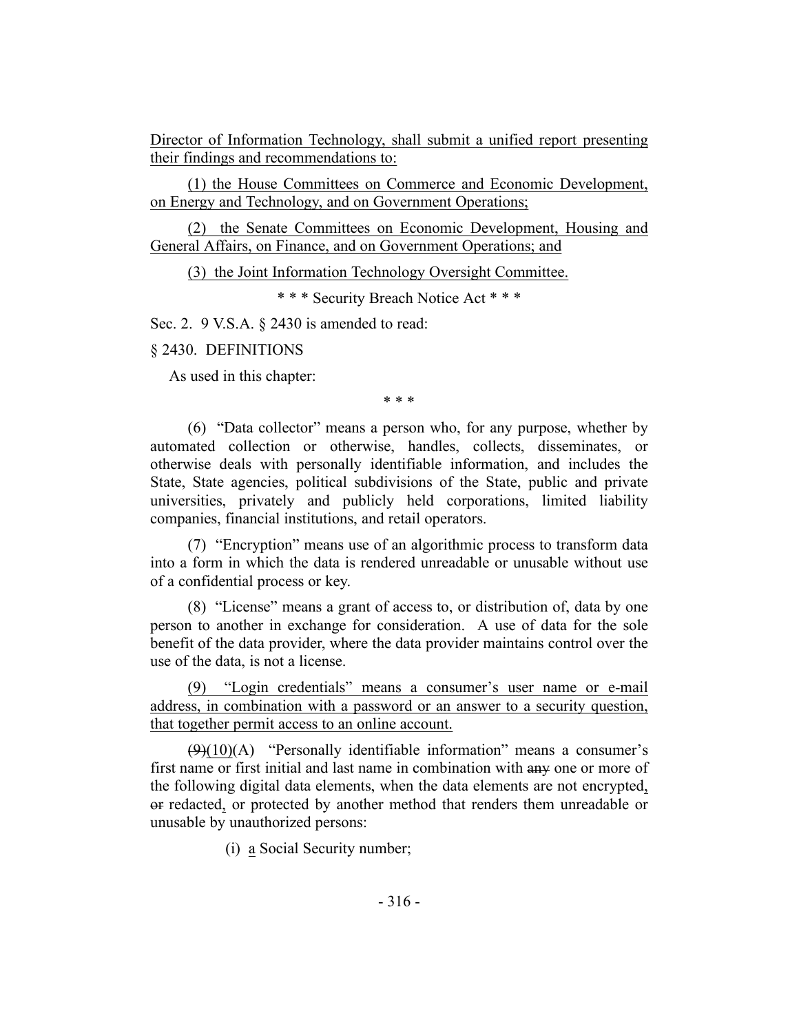Director of Information Technology, shall submit a unified report presenting their findings and recommendations to:

(1) the House Committees on Commerce and Economic Development, on Energy and Technology, and on Government Operations;

(2) the Senate Committees on Economic Development, Housing and General Affairs, on Finance, and on Government Operations; and

(3) the Joint Information Technology Oversight Committee.

\* \* \* Security Breach Notice Act \* \* \*

Sec. 2. 9 V.S.A. § 2430 is amended to read:

§ 2430. DEFINITIONS

As used in this chapter:

\* \* \*

(6) "Data collector" means a person who, for any purpose, whether by automated collection or otherwise, handles, collects, disseminates, or otherwise deals with personally identifiable information, and includes the State, State agencies, political subdivisions of the State, public and private universities, privately and publicly held corporations, limited liability companies, financial institutions, and retail operators.

(7) "Encryption" means use of an algorithmic process to transform data into a form in which the data is rendered unreadable or unusable without use of a confidential process or key.

(8) "License" means a grant of access to, or distribution of, data by one person to another in exchange for consideration. A use of data for the sole benefit of the data provider, where the data provider maintains control over the use of the data, is not a license.

(9) "Login credentials" means a consumer's user name or e-mail address, in combination with a password or an answer to a security question, that together permit access to an online account.

~~(9)~~(10)(A) "Personally identifiable information" means a consumer's first name or first initial and last name in combination with ~~any~~ one or more of the following digital data elements, when the data elements are not encrypted, ~~or~~ redacted, or protected by another method that renders them unreadable or unusable by unauthorized persons:

(i) a Social Security number;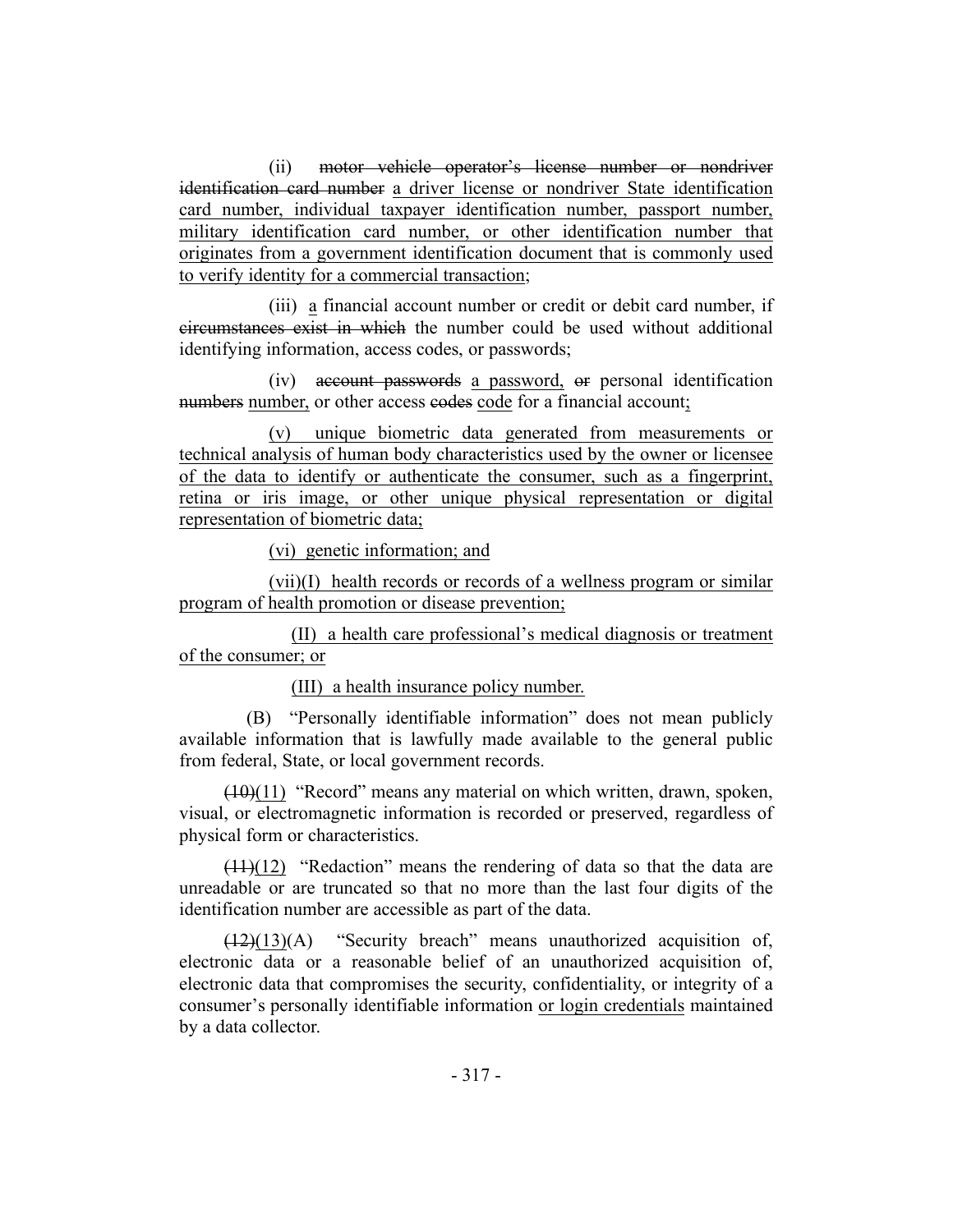(ii) ~~motor vehicle operator's license number or nondriver identification card number~~ <u>a driver license or nondriver State identification card number, individual taxpayer identification number, passport number, military identification card number, or other identification number that originates from a government identification document that is commonly used to verify identity for a commercial transaction</u>;

(iii) <u>a</u> financial account number or credit or debit card number, if ~~circumstances exist in which~~ the number could be used without additional identifying information, access codes, or passwords;

(iv) ~~account passwords~~ <u>a password,</u> ~~or~~ personal identification ~~numbers~~ <u>number,</u> or other access ~~codes~~ <u>code</u> for a financial account<u>;</u>

<u>(v) unique biometric data generated from measurements or technical analysis of human body characteristics used by the owner or licensee of the data to identify or authenticate the consumer, such as a fingerprint, retina or iris image, or other unique physical representation or digital representation of biometric data;</u>

<u>(vi) genetic information; and</u>

<u>(vii)(I) health records or records of a wellness program or similar program of health promotion or disease prevention;</u>

<u>(II) a health care professional's medical diagnosis or treatment of the consumer; or</u>

<u>(III) a health insurance policy number.</u>

(B) "Personally identifiable information" does not mean publicly available information that is lawfully made available to the general public from federal, State, or local government records.

~~(10)~~<u>(11)</u> "Record" means any material on which written, drawn, spoken, visual, or electromagnetic information is recorded or preserved, regardless of physical form or characteristics.

~~(11)~~<u>(12)</u> "Redaction" means the rendering of data so that the data are unreadable or are truncated so that no more than the last four digits of the identification number are accessible as part of the data.

~~(12)~~<u>(13)</u>(A) "Security breach" means unauthorized acquisition of, electronic data or a reasonable belief of an unauthorized acquisition of, electronic data that compromises the security, confidentiality, or integrity of a consumer's personally identifiable information <u>or login credentials</u> maintained by a data collector.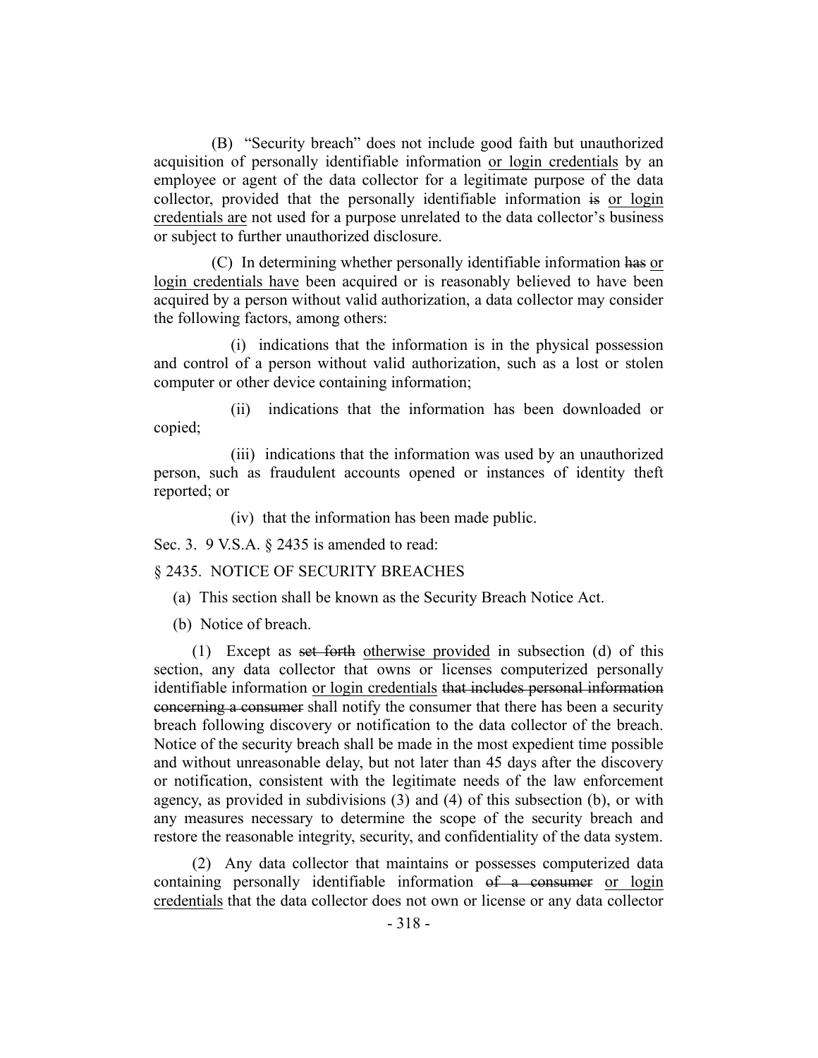(B) "Security breach" does not include good faith but unauthorized acquisition of personally identifiable information <u>or login credentials</u> by an employee or agent of the data collector for a legitimate purpose of the data collector, provided that the personally identifiable information ~~is~~ <u>or login credentials are</u> not used for a purpose unrelated to the data collector's business or subject to further unauthorized disclosure.

(C) In determining whether personally identifiable information ~~has~~ <u>or login credentials have</u> been acquired or is reasonably believed to have been acquired by a person without valid authorization, a data collector may consider the following factors, among others:

(i) indications that the information is in the physical possession and control of a person without valid authorization, such as a lost or stolen computer or other device containing information;

(ii) indications that the information has been downloaded or copied;

(iii) indications that the information was used by an unauthorized person, such as fraudulent accounts opened or instances of identity theft reported; or

(iv) that the information has been made public.

Sec. 3. 9 V.S.A. § 2435 is amended to read:

§ 2435. NOTICE OF SECURITY BREACHES

(a) This section shall be known as the Security Breach Notice Act.

(b) Notice of breach.

(1) Except as ~~set forth~~ <u>otherwise provided</u> in subsection (d) of this section, any data collector that owns or licenses computerized personally identifiable information <u>or login credentials</u> ~~that includes personal information concerning a consumer~~ shall notify the consumer that there has been a security breach following discovery or notification to the data collector of the breach. Notice of the security breach shall be made in the most expedient time possible and without unreasonable delay, but not later than 45 days after the discovery or notification, consistent with the legitimate needs of the law enforcement agency, as provided in subdivisions (3) and (4) of this subsection (b), or with any measures necessary to determine the scope of the security breach and restore the reasonable integrity, security, and confidentiality of the data system.

(2) Any data collector that maintains or possesses computerized data containing personally identifiable information ~~of a consumer~~ <u>or login credentials</u> that the data collector does not own or license or any data collector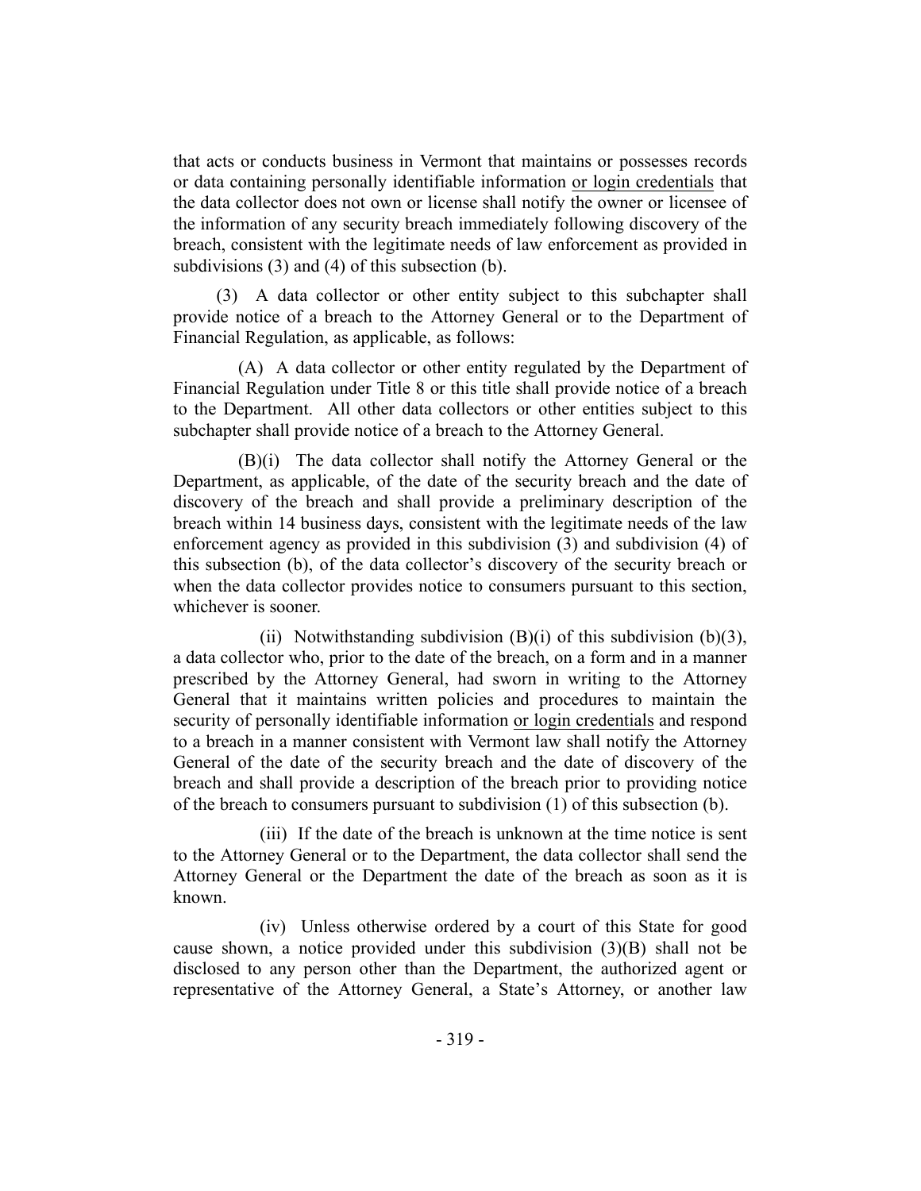that acts or conducts business in Vermont that maintains or possesses records or data containing personally identifiable information or login credentials that the data collector does not own or license shall notify the owner or licensee of the information of any security breach immediately following discovery of the breach, consistent with the legitimate needs of law enforcement as provided in subdivisions (3) and (4) of this subsection (b).

(3) A data collector or other entity subject to this subchapter shall provide notice of a breach to the Attorney General or to the Department of Financial Regulation, as applicable, as follows:

(A) A data collector or other entity regulated by the Department of Financial Regulation under Title 8 or this title shall provide notice of a breach to the Department. All other data collectors or other entities subject to this subchapter shall provide notice of a breach to the Attorney General.

(B)(i) The data collector shall notify the Attorney General or the Department, as applicable, of the date of the security breach and the date of discovery of the breach and shall provide a preliminary description of the breach within 14 business days, consistent with the legitimate needs of the law enforcement agency as provided in this subdivision (3) and subdivision (4) of this subsection (b), of the data collector's discovery of the security breach or when the data collector provides notice to consumers pursuant to this section, whichever is sooner.

(ii) Notwithstanding subdivision (B)(i) of this subdivision (b)(3), a data collector who, prior to the date of the breach, on a form and in a manner prescribed by the Attorney General, had sworn in writing to the Attorney General that it maintains written policies and procedures to maintain the security of personally identifiable information or login credentials and respond to a breach in a manner consistent with Vermont law shall notify the Attorney General of the date of the security breach and the date of discovery of the breach and shall provide a description of the breach prior to providing notice of the breach to consumers pursuant to subdivision (1) of this subsection (b).

(iii) If the date of the breach is unknown at the time notice is sent to the Attorney General or to the Department, the data collector shall send the Attorney General or the Department the date of the breach as soon as it is known.

(iv) Unless otherwise ordered by a court of this State for good cause shown, a notice provided under this subdivision (3)(B) shall not be disclosed to any person other than the Department, the authorized agent or representative of the Attorney General, a State's Attorney, or another law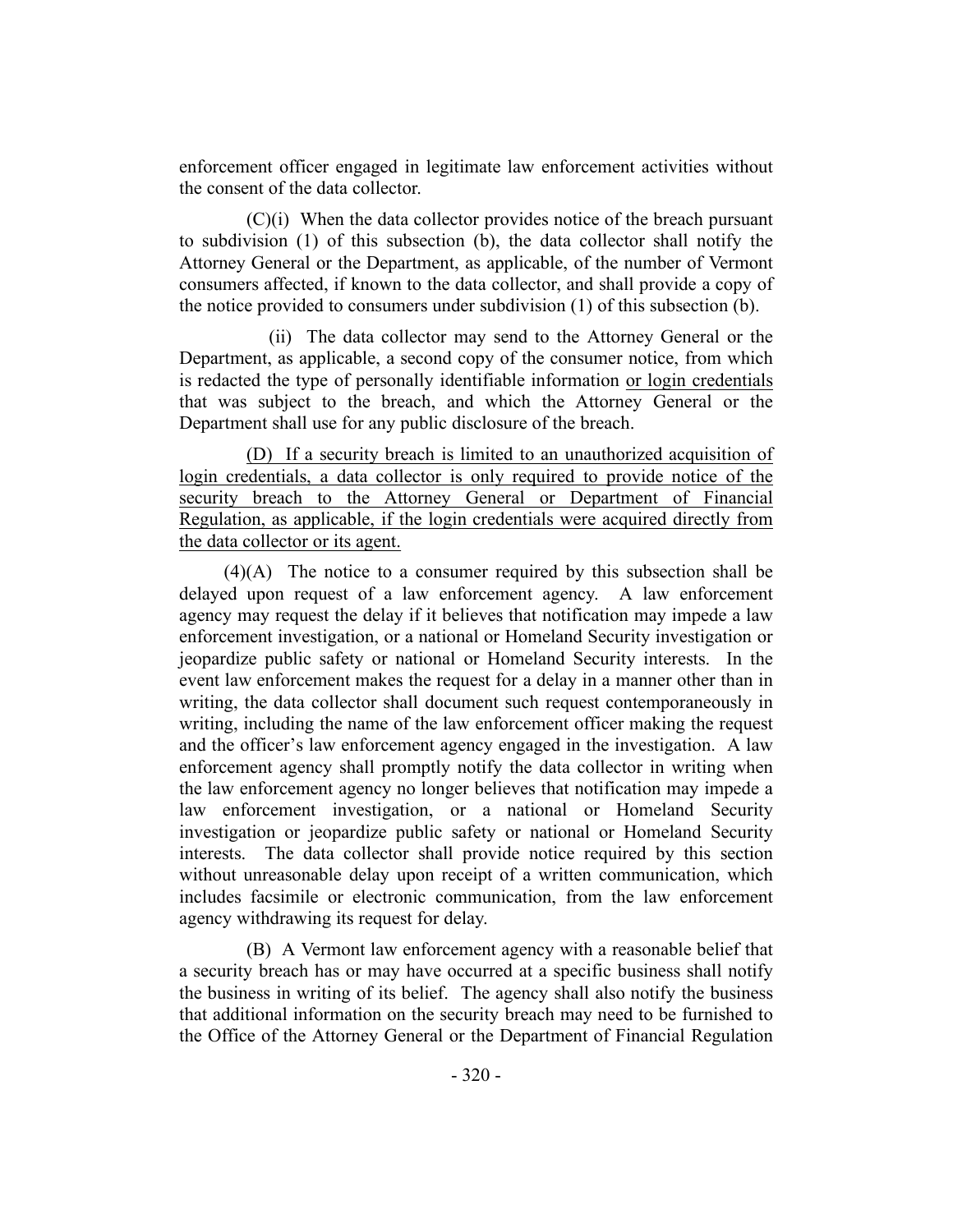enforcement officer engaged in legitimate law enforcement activities without the consent of the data collector.

(C)(i) When the data collector provides notice of the breach pursuant to subdivision (1) of this subsection (b), the data collector shall notify the Attorney General or the Department, as applicable, of the number of Vermont consumers affected, if known to the data collector, and shall provide a copy of the notice provided to consumers under subdivision (1) of this subsection (b).

(ii) The data collector may send to the Attorney General or the Department, as applicable, a second copy of the consumer notice, from which is redacted the type of personally identifiable information <u>or login credentials</u> that was subject to the breach, and which the Attorney General or the Department shall use for any public disclosure of the breach.

<u>(D) If a security breach is limited to an unauthorized acquisition of login credentials, a data collector is only required to provide notice of the security breach to the Attorney General or Department of Financial Regulation, as applicable, if the login credentials were acquired directly from the data collector or its agent.</u>

(4)(A) The notice to a consumer required by this subsection shall be delayed upon request of a law enforcement agency. A law enforcement agency may request the delay if it believes that notification may impede a law enforcement investigation, or a national or Homeland Security investigation or jeopardize public safety or national or Homeland Security interests. In the event law enforcement makes the request for a delay in a manner other than in writing, the data collector shall document such request contemporaneously in writing, including the name of the law enforcement officer making the request and the officer's law enforcement agency engaged in the investigation. A law enforcement agency shall promptly notify the data collector in writing when the law enforcement agency no longer believes that notification may impede a law enforcement investigation, or a national or Homeland Security investigation or jeopardize public safety or national or Homeland Security interests. The data collector shall provide notice required by this section without unreasonable delay upon receipt of a written communication, which includes facsimile or electronic communication, from the law enforcement agency withdrawing its request for delay.

(B) A Vermont law enforcement agency with a reasonable belief that a security breach has or may have occurred at a specific business shall notify the business in writing of its belief. The agency shall also notify the business that additional information on the security breach may need to be furnished to the Office of the Attorney General or the Department of Financial Regulation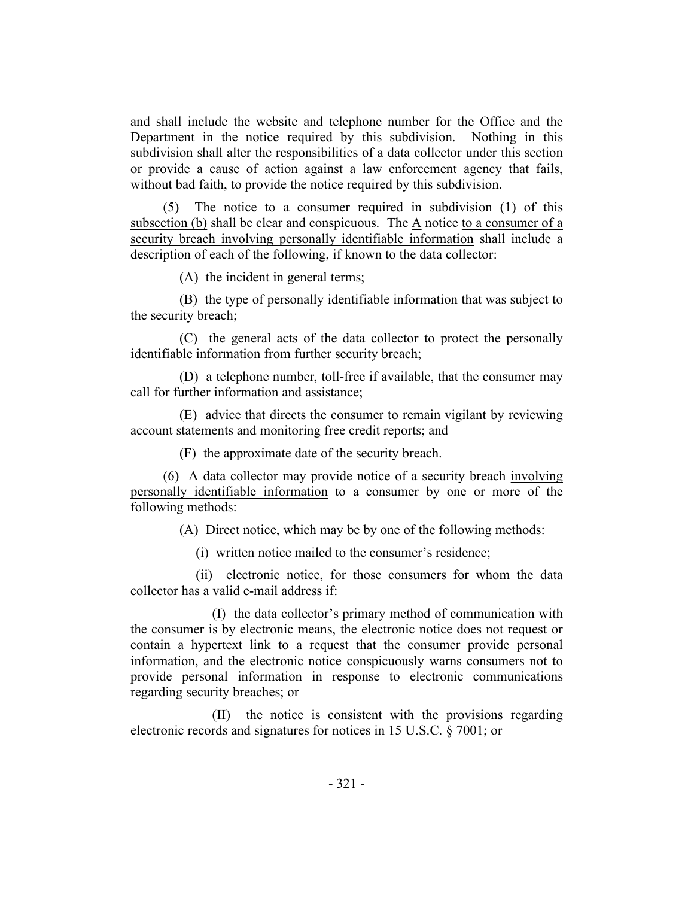and shall include the website and telephone number for the Office and the Department in the notice required by this subdivision. Nothing in this subdivision shall alter the responsibilities of a data collector under this section or provide a cause of action against a law enforcement agency that fails, without bad faith, to provide the notice required by this subdivision.

(5) The notice to a consumer <u>required in subdivision (1) of this subsection (b)</u> shall be clear and conspicuous. ~~The~~ <u>A</u> notice <u>to a consumer of a security breach involving personally identifiable information</u> shall include a description of each of the following, if known to the data collector:

(A) the incident in general terms;

(B) the type of personally identifiable information that was subject to the security breach;

(C) the general acts of the data collector to protect the personally identifiable information from further security breach;

(D) a telephone number, toll-free if available, that the consumer may call for further information and assistance;

(E) advice that directs the consumer to remain vigilant by reviewing account statements and monitoring free credit reports; and

(F) the approximate date of the security breach.

(6) A data collector may provide notice of a security breach <u>involving personally identifiable information</u> to a consumer by one or more of the following methods:

(A) Direct notice, which may be by one of the following methods:

(i) written notice mailed to the consumer's residence;

(ii) electronic notice, for those consumers for whom the data collector has a valid e-mail address if:

(I) the data collector's primary method of communication with the consumer is by electronic means, the electronic notice does not request or contain a hypertext link to a request that the consumer provide personal information, and the electronic notice conspicuously warns consumers not to provide personal information in response to electronic communications regarding security breaches; or

(II) the notice is consistent with the provisions regarding electronic records and signatures for notices in 15 U.S.C. § 7001; or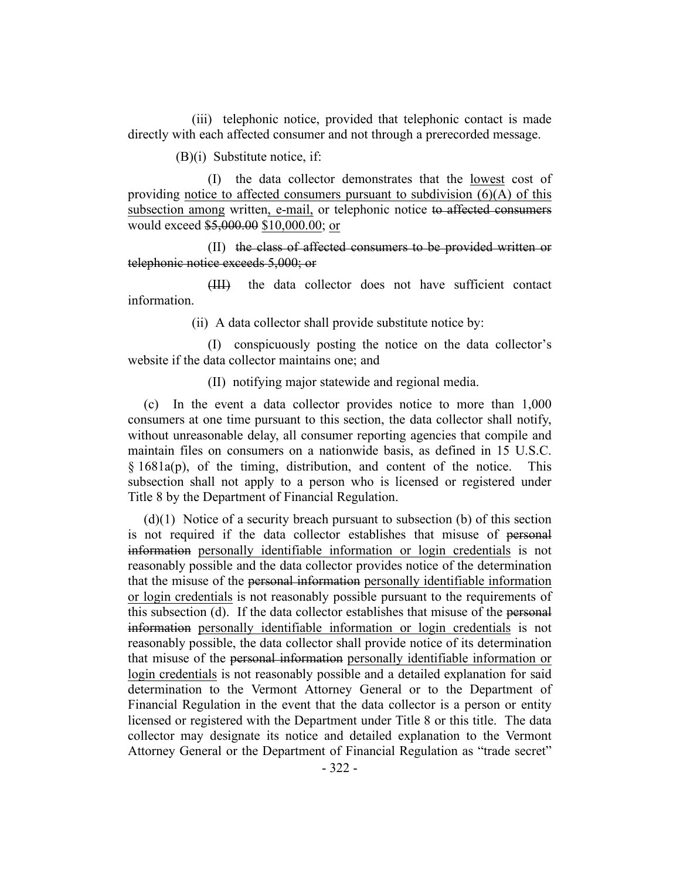(iii) telephonic notice, provided that telephonic contact is made directly with each affected consumer and not through a prerecorded message.

(B)(i) Substitute notice, if:

(I) the data collector demonstrates that the lowest cost of providing notice to affected consumers pursuant to subdivision (6)(A) of this subsection among written, e-mail, or telephonic notice ~~to affected consumers~~ would exceed ~~$5,000.00~~ $10,000.00; or

(II) ~~the class of affected consumers to be provided written or telephonic notice exceeds 5,000; or~~

~~(III)~~ the data collector does not have sufficient contact information.

(ii) A data collector shall provide substitute notice by:

(I) conspicuously posting the notice on the data collector's website if the data collector maintains one; and

(II) notifying major statewide and regional media.

(c) In the event a data collector provides notice to more than 1,000 consumers at one time pursuant to this section, the data collector shall notify, without unreasonable delay, all consumer reporting agencies that compile and maintain files on consumers on a nationwide basis, as defined in 15 U.S.C. § 1681a(p), of the timing, distribution, and content of the notice. This subsection shall not apply to a person who is licensed or registered under Title 8 by the Department of Financial Regulation.

(d)(1) Notice of a security breach pursuant to subsection (b) of this section is not required if the data collector establishes that misuse of ~~personal information~~ personally identifiable information or login credentials is not reasonably possible and the data collector provides notice of the determination that the misuse of the ~~personal information~~ personally identifiable information or login credentials is not reasonably possible pursuant to the requirements of this subsection (d). If the data collector establishes that misuse of the ~~personal information~~ personally identifiable information or login credentials is not reasonably possible, the data collector shall provide notice of its determination that misuse of the ~~personal information~~ personally identifiable information or login credentials is not reasonably possible and a detailed explanation for said determination to the Vermont Attorney General or to the Department of Financial Regulation in the event that the data collector is a person or entity licensed or registered with the Department under Title 8 or this title. The data collector may designate its notice and detailed explanation to the Vermont Attorney General or the Department of Financial Regulation as "trade secret"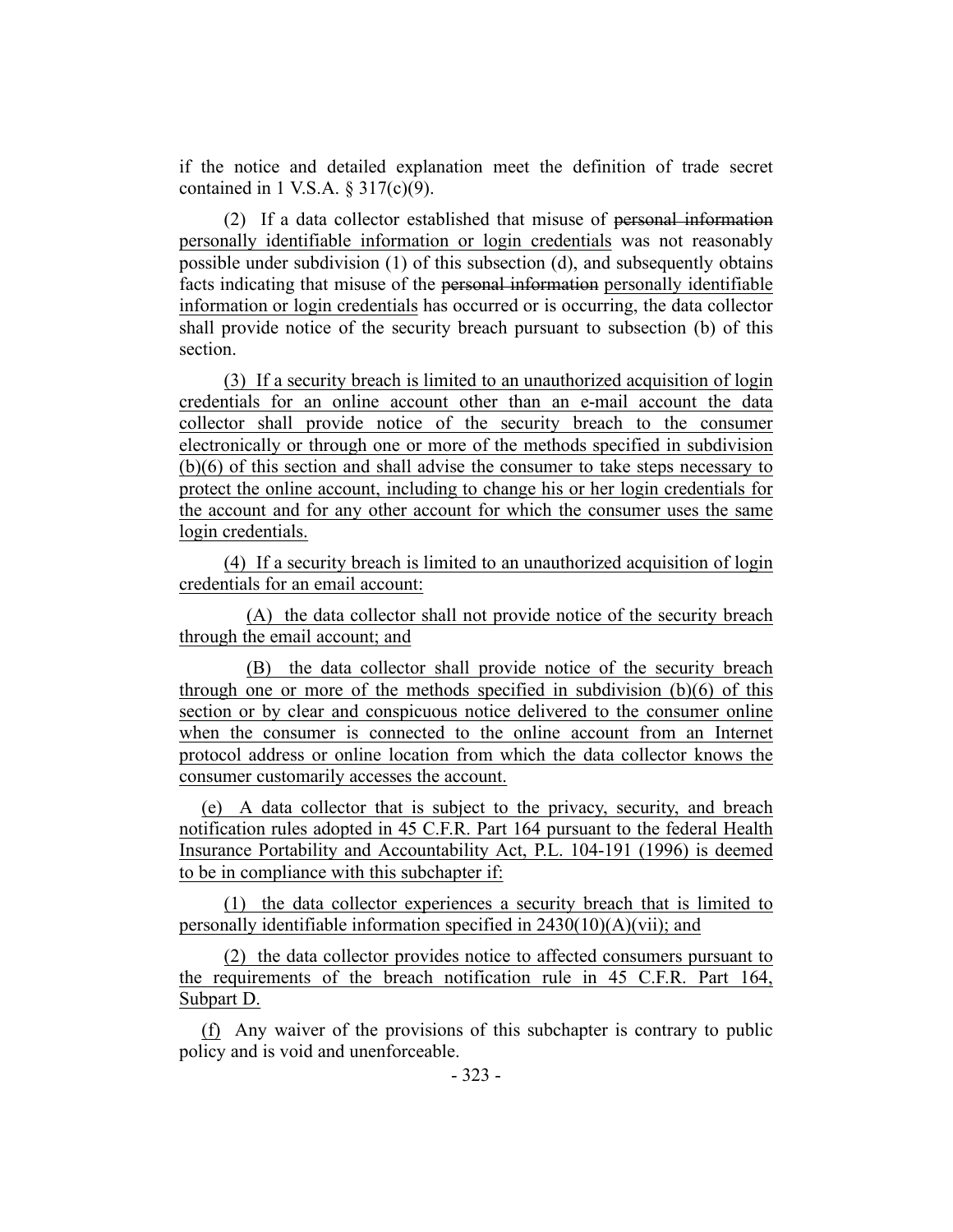if the notice and detailed explanation meet the definition of trade secret contained in 1 V.S.A. § 317(c)(9).

(2) If a data collector established that misuse of ~~personal information~~ personally identifiable information or login credentials was not reasonably possible under subdivision (1) of this subsection (d), and subsequently obtains facts indicating that misuse of the ~~personal information~~ personally identifiable information or login credentials has occurred or is occurring, the data collector shall provide notice of the security breach pursuant to subsection (b) of this section.

(3) If a security breach is limited to an unauthorized acquisition of login credentials for an online account other than an e-mail account the data collector shall provide notice of the security breach to the consumer electronically or through one or more of the methods specified in subdivision (b)(6) of this section and shall advise the consumer to take steps necessary to protect the online account, including to change his or her login credentials for the account and for any other account for which the consumer uses the same login credentials.

(4) If a security breach is limited to an unauthorized acquisition of login credentials for an email account:

(A) the data collector shall not provide notice of the security breach through the email account; and

(B) the data collector shall provide notice of the security breach through one or more of the methods specified in subdivision (b)(6) of this section or by clear and conspicuous notice delivered to the consumer online when the consumer is connected to the online account from an Internet protocol address or online location from which the data collector knows the consumer customarily accesses the account.

(e) A data collector that is subject to the privacy, security, and breach notification rules adopted in 45 C.F.R. Part 164 pursuant to the federal Health Insurance Portability and Accountability Act, P.L. 104-191 (1996) is deemed to be in compliance with this subchapter if:

(1) the data collector experiences a security breach that is limited to personally identifiable information specified in 2430(10)(A)(vii); and

(2) the data collector provides notice to affected consumers pursuant to the requirements of the breach notification rule in 45 C.F.R. Part 164, Subpart D.

(f) Any waiver of the provisions of this subchapter is contrary to public policy and is void and unenforceable.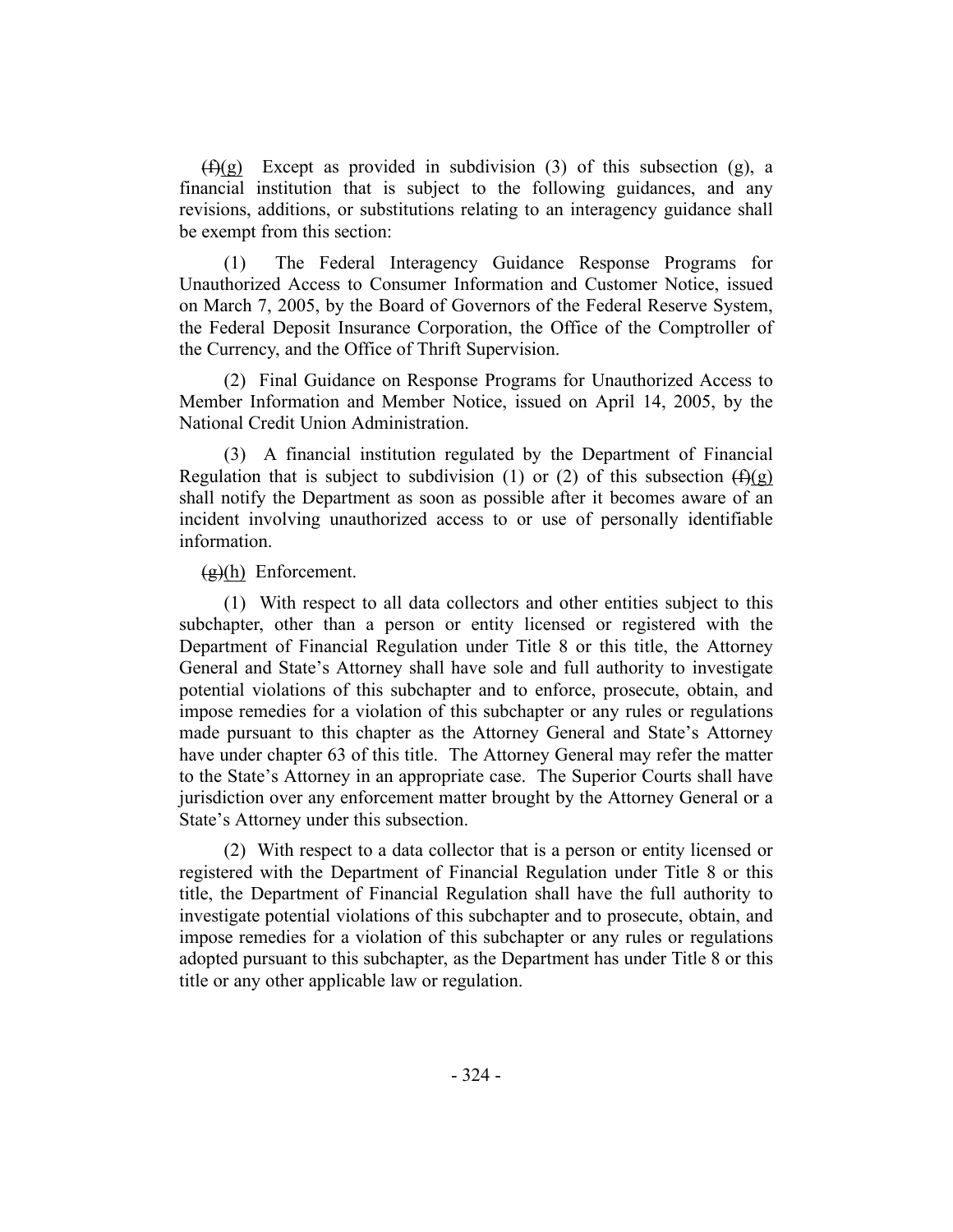~~(f)~~(g) Except as provided in subdivision (3) of this subsection (g), a financial institution that is subject to the following guidances, and any revisions, additions, or substitutions relating to an interagency guidance shall be exempt from this section:

(1) The Federal Interagency Guidance Response Programs for Unauthorized Access to Consumer Information and Customer Notice, issued on March 7, 2005, by the Board of Governors of the Federal Reserve System, the Federal Deposit Insurance Corporation, the Office of the Comptroller of the Currency, and the Office of Thrift Supervision.

(2) Final Guidance on Response Programs for Unauthorized Access to Member Information and Member Notice, issued on April 14, 2005, by the National Credit Union Administration.

(3) A financial institution regulated by the Department of Financial Regulation that is subject to subdivision (1) or (2) of this subsection ~~(f)~~(g) shall notify the Department as soon as possible after it becomes aware of an incident involving unauthorized access to or use of personally identifiable information.

~~(g)~~(h) Enforcement.

(1) With respect to all data collectors and other entities subject to this subchapter, other than a person or entity licensed or registered with the Department of Financial Regulation under Title 8 or this title, the Attorney General and State's Attorney shall have sole and full authority to investigate potential violations of this subchapter and to enforce, prosecute, obtain, and impose remedies for a violation of this subchapter or any rules or regulations made pursuant to this chapter as the Attorney General and State's Attorney have under chapter 63 of this title. The Attorney General may refer the matter to the State's Attorney in an appropriate case. The Superior Courts shall have jurisdiction over any enforcement matter brought by the Attorney General or a State's Attorney under this subsection.

(2) With respect to a data collector that is a person or entity licensed or registered with the Department of Financial Regulation under Title 8 or this title, the Department of Financial Regulation shall have the full authority to investigate potential violations of this subchapter and to prosecute, obtain, and impose remedies for a violation of this subchapter or any rules or regulations adopted pursuant to this subchapter, as the Department has under Title 8 or this title or any other applicable law or regulation.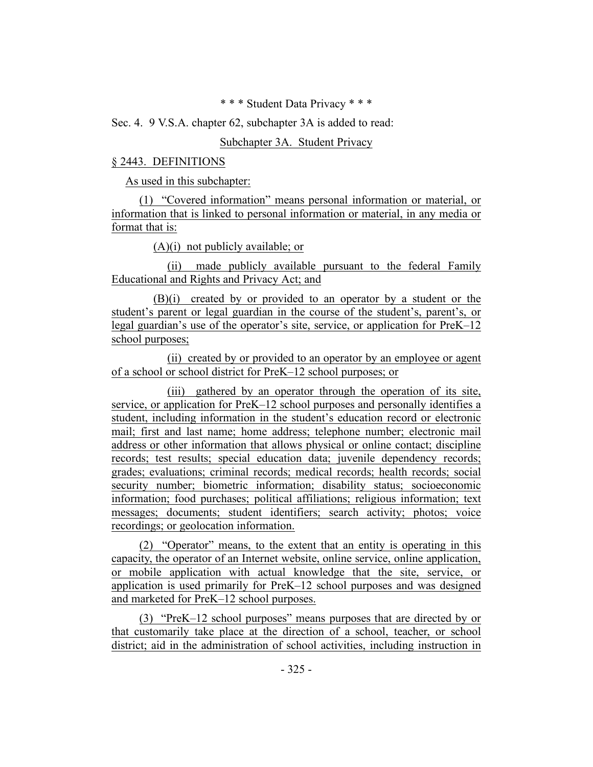\* \* \* Student Data Privacy \* \* \*

Sec. 4. 9 V.S.A. chapter 62, subchapter 3A is added to read:

Subchapter 3A. Student Privacy

§ 2443. DEFINITIONS

As used in this subchapter:

(1) "Covered information" means personal information or material, or information that is linked to personal information or material, in any media or format that is:

(A)(i) not publicly available; or

(ii) made publicly available pursuant to the federal Family Educational and Rights and Privacy Act; and

(B)(i) created by or provided to an operator by a student or the student's parent or legal guardian in the course of the student's, parent's, or legal guardian's use of the operator's site, service, or application for PreK–12 school purposes;

(ii) created by or provided to an operator by an employee or agent of a school or school district for PreK–12 school purposes; or

(iii) gathered by an operator through the operation of its site, service, or application for PreK–12 school purposes and personally identifies a student, including information in the student's education record or electronic mail; first and last name; home address; telephone number; electronic mail address or other information that allows physical or online contact; discipline records; test results; special education data; juvenile dependency records; grades; evaluations; criminal records; medical records; health records; social security number; biometric information; disability status; socioeconomic information; food purchases; political affiliations; religious information; text messages; documents; student identifiers; search activity; photos; voice recordings; or geolocation information.

(2) "Operator" means, to the extent that an entity is operating in this capacity, the operator of an Internet website, online service, online application, or mobile application with actual knowledge that the site, service, or application is used primarily for PreK–12 school purposes and was designed and marketed for PreK–12 school purposes.

(3) "PreK–12 school purposes" means purposes that are directed by or that customarily take place at the direction of a school, teacher, or school district; aid in the administration of school activities, including instruction in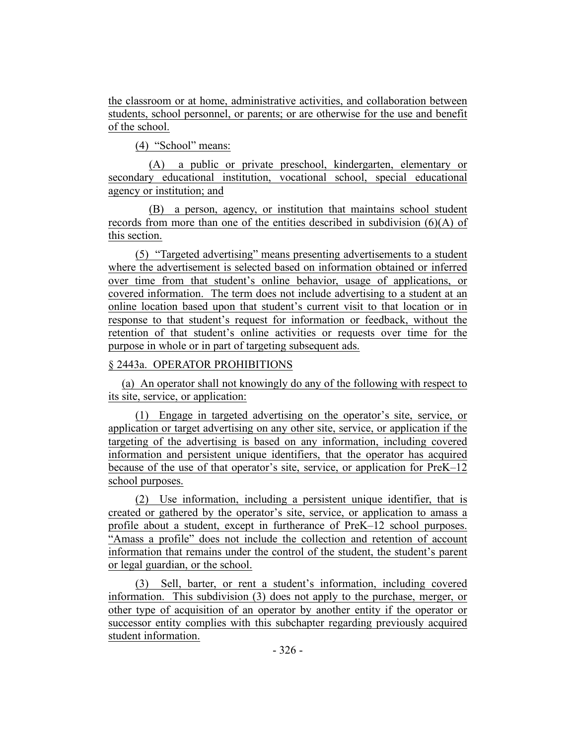the classroom or at home, administrative activities, and collaboration between students, school personnel, or parents; or are otherwise for the use and benefit of the school.

(4) "School" means:

(A) a public or private preschool, kindergarten, elementary or secondary educational institution, vocational school, special educational agency or institution; and

(B) a person, agency, or institution that maintains school student records from more than one of the entities described in subdivision (6)(A) of this section.

(5) "Targeted advertising" means presenting advertisements to a student where the advertisement is selected based on information obtained or inferred over time from that student's online behavior, usage of applications, or covered information. The term does not include advertising to a student at an online location based upon that student's current visit to that location or in response to that student's request for information or feedback, without the retention of that student's online activities or requests over time for the purpose in whole or in part of targeting subsequent ads.

§ 2443a. OPERATOR PROHIBITIONS

(a) An operator shall not knowingly do any of the following with respect to its site, service, or application:

(1) Engage in targeted advertising on the operator's site, service, or application or target advertising on any other site, service, or application if the targeting of the advertising is based on any information, including covered information and persistent unique identifiers, that the operator has acquired because of the use of that operator's site, service, or application for PreK–12 school purposes.

(2) Use information, including a persistent unique identifier, that is created or gathered by the operator's site, service, or application to amass a profile about a student, except in furtherance of PreK–12 school purposes. "Amass a profile" does not include the collection and retention of account information that remains under the control of the student, the student's parent or legal guardian, or the school.

(3) Sell, barter, or rent a student's information, including covered information. This subdivision (3) does not apply to the purchase, merger, or other type of acquisition of an operator by another entity if the operator or successor entity complies with this subchapter regarding previously acquired student information.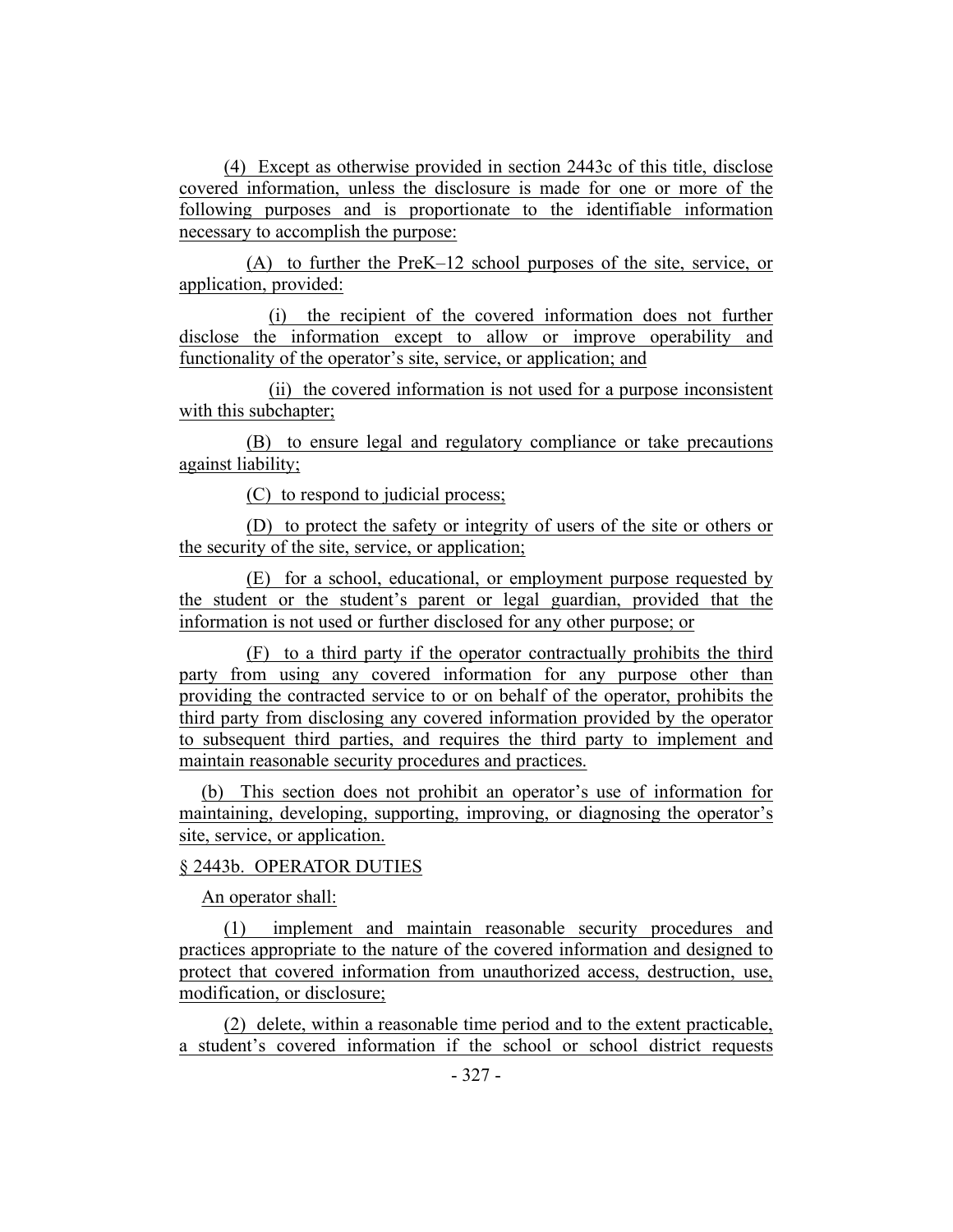(4) Except as otherwise provided in section 2443c of this title, disclose covered information, unless the disclosure is made for one or more of the following purposes and is proportionate to the identifiable information necessary to accomplish the purpose:

(A) to further the PreK–12 school purposes of the site, service, or application, provided:

(i) the recipient of the covered information does not further disclose the information except to allow or improve operability and functionality of the operator's site, service, or application; and

(ii) the covered information is not used for a purpose inconsistent with this subchapter;

(B) to ensure legal and regulatory compliance or take precautions against liability;

(C) to respond to judicial process;

(D) to protect the safety or integrity of users of the site or others or the security of the site, service, or application;

(E) for a school, educational, or employment purpose requested by the student or the student's parent or legal guardian, provided that the information is not used or further disclosed for any other purpose; or

(F) to a third party if the operator contractually prohibits the third party from using any covered information for any purpose other than providing the contracted service to or on behalf of the operator, prohibits the third party from disclosing any covered information provided by the operator to subsequent third parties, and requires the third party to implement and maintain reasonable security procedures and practices.

(b) This section does not prohibit an operator's use of information for maintaining, developing, supporting, improving, or diagnosing the operator's site, service, or application.

§ 2443b. OPERATOR DUTIES

An operator shall:

(1) implement and maintain reasonable security procedures and practices appropriate to the nature of the covered information and designed to protect that covered information from unauthorized access, destruction, use, modification, or disclosure;

(2) delete, within a reasonable time period and to the extent practicable, a student's covered information if the school or school district requests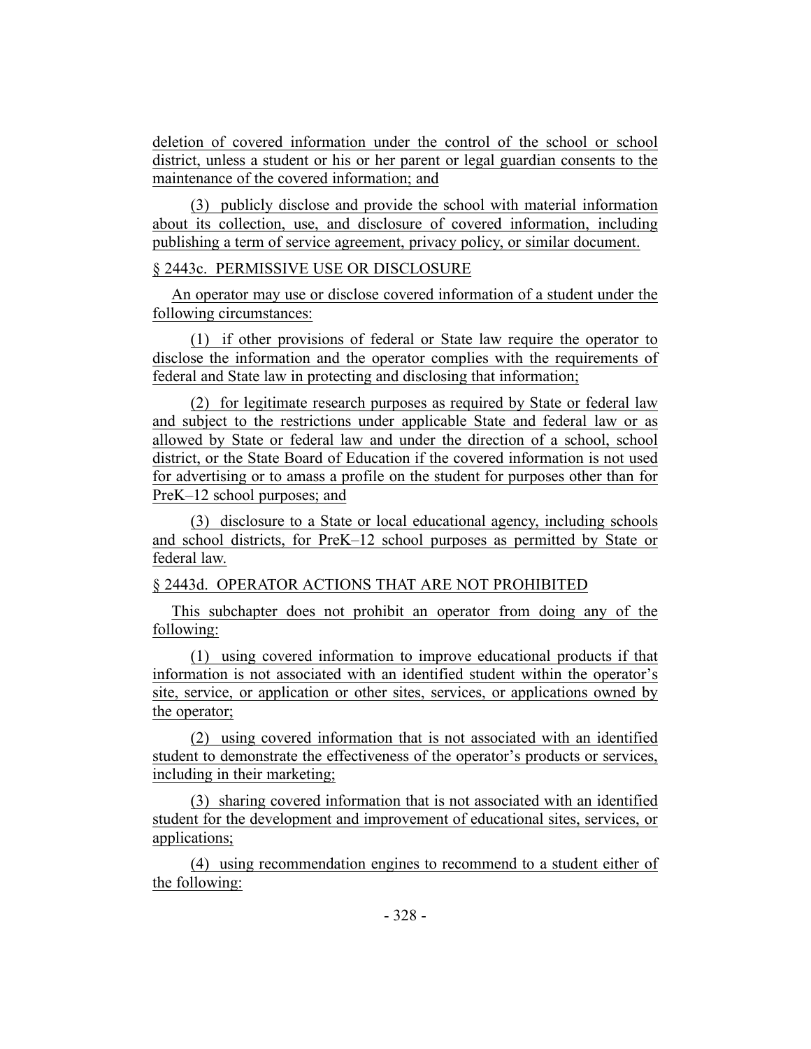deletion of covered information under the control of the school or school district, unless a student or his or her parent or legal guardian consents to the maintenance of the covered information; and

(3) publicly disclose and provide the school with material information about its collection, use, and disclosure of covered information, including publishing a term of service agreement, privacy policy, or similar document.

§ 2443c. PERMISSIVE USE OR DISCLOSURE

An operator may use or disclose covered information of a student under the following circumstances:

(1) if other provisions of federal or State law require the operator to disclose the information and the operator complies with the requirements of federal and State law in protecting and disclosing that information;

(2) for legitimate research purposes as required by State or federal law and subject to the restrictions under applicable State and federal law or as allowed by State or federal law and under the direction of a school, school district, or the State Board of Education if the covered information is not used for advertising or to amass a profile on the student for purposes other than for PreK–12 school purposes; and

(3) disclosure to a State or local educational agency, including schools and school districts, for PreK–12 school purposes as permitted by State or federal law.

§ 2443d. OPERATOR ACTIONS THAT ARE NOT PROHIBITED

This subchapter does not prohibit an operator from doing any of the following:

(1) using covered information to improve educational products if that information is not associated with an identified student within the operator's site, service, or application or other sites, services, or applications owned by the operator;

(2) using covered information that is not associated with an identified student to demonstrate the effectiveness of the operator's products or services, including in their marketing;

(3) sharing covered information that is not associated with an identified student for the development and improvement of educational sites, services, or applications;

(4) using recommendation engines to recommend to a student either of the following: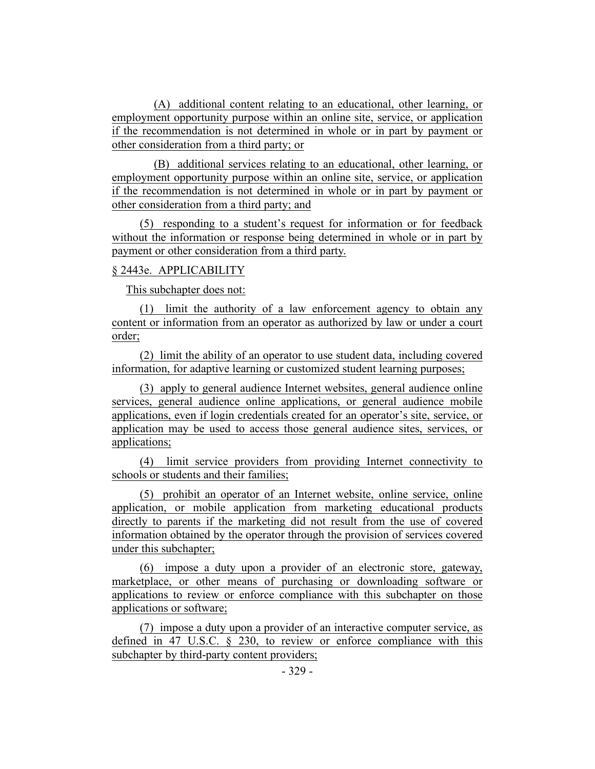(A) additional content relating to an educational, other learning, or employment opportunity purpose within an online site, service, or application if the recommendation is not determined in whole or in part by payment or other consideration from a third party; or

(B) additional services relating to an educational, other learning, or employment opportunity purpose within an online site, service, or application if the recommendation is not determined in whole or in part by payment or other consideration from a third party; and

(5) responding to a student's request for information or for feedback without the information or response being determined in whole or in part by payment or other consideration from a third party.

§ 2443e. APPLICABILITY

This subchapter does not:

(1) limit the authority of a law enforcement agency to obtain any content or information from an operator as authorized by law or under a court order;

(2) limit the ability of an operator to use student data, including covered information, for adaptive learning or customized student learning purposes;

(3) apply to general audience Internet websites, general audience online services, general audience online applications, or general audience mobile applications, even if login credentials created for an operator's site, service, or application may be used to access those general audience sites, services, or applications;

(4) limit service providers from providing Internet connectivity to schools or students and their families;

(5) prohibit an operator of an Internet website, online service, online application, or mobile application from marketing educational products directly to parents if the marketing did not result from the use of covered information obtained by the operator through the provision of services covered under this subchapter;

(6) impose a duty upon a provider of an electronic store, gateway, marketplace, or other means of purchasing or downloading software or applications to review or enforce compliance with this subchapter on those applications or software;

(7) impose a duty upon a provider of an interactive computer service, as defined in 47 U.S.C. § 230, to review or enforce compliance with this subchapter by third-party content providers;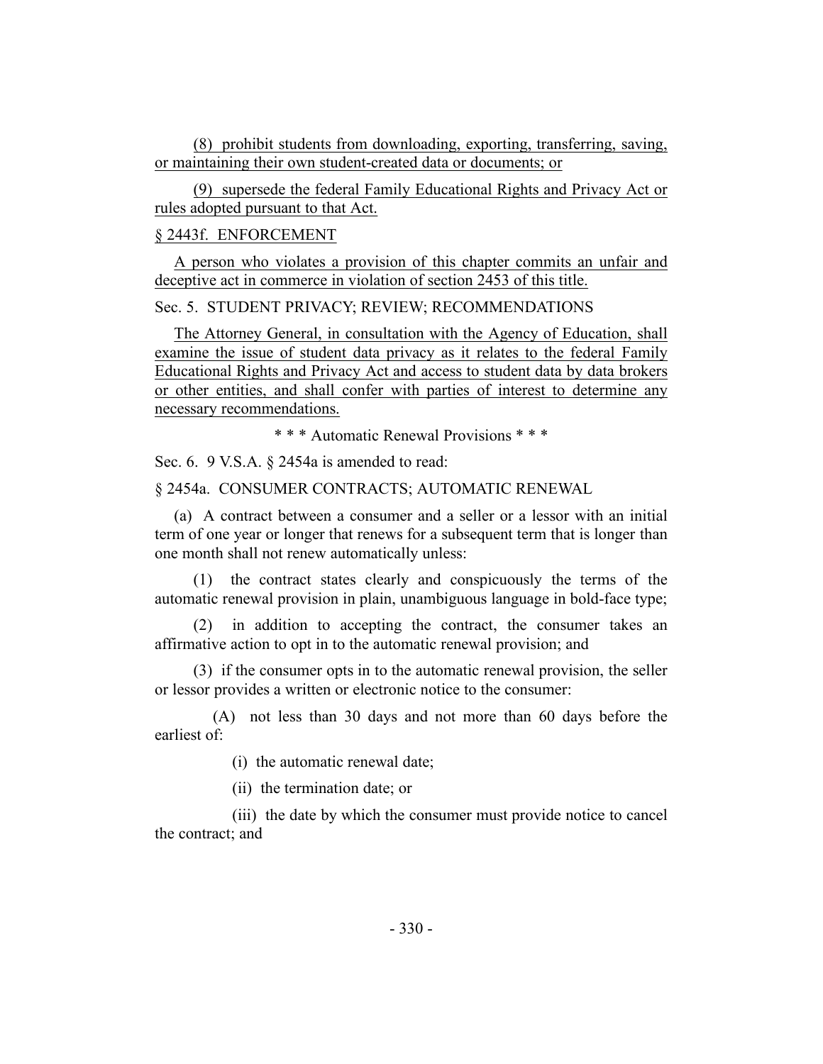(8) prohibit students from downloading, exporting, transferring, saving, or maintaining their own student-created data or documents; or

(9) supersede the federal Family Educational Rights and Privacy Act or rules adopted pursuant to that Act.

§ 2443f. ENFORCEMENT

A person who violates a provision of this chapter commits an unfair and deceptive act in commerce in violation of section 2453 of this title.

Sec. 5. STUDENT PRIVACY; REVIEW; RECOMMENDATIONS

The Attorney General, in consultation with the Agency of Education, shall examine the issue of student data privacy as it relates to the federal Family Educational Rights and Privacy Act and access to student data by data brokers or other entities, and shall confer with parties of interest to determine any necessary recommendations.

\* \* \* Automatic Renewal Provisions \* \* \*

Sec. 6. 9 V.S.A. § 2454a is amended to read:

§ 2454a. CONSUMER CONTRACTS; AUTOMATIC RENEWAL

(a) A contract between a consumer and a seller or a lessor with an initial term of one year or longer that renews for a subsequent term that is longer than one month shall not renew automatically unless:

(1) the contract states clearly and conspicuously the terms of the automatic renewal provision in plain, unambiguous language in bold-face type;

(2) in addition to accepting the contract, the consumer takes an affirmative action to opt in to the automatic renewal provision; and

(3) if the consumer opts in to the automatic renewal provision, the seller or lessor provides a written or electronic notice to the consumer:

(A) not less than 30 days and not more than 60 days before the earliest of:

(i) the automatic renewal date;

(ii) the termination date; or

(iii) the date by which the consumer must provide notice to cancel the contract; and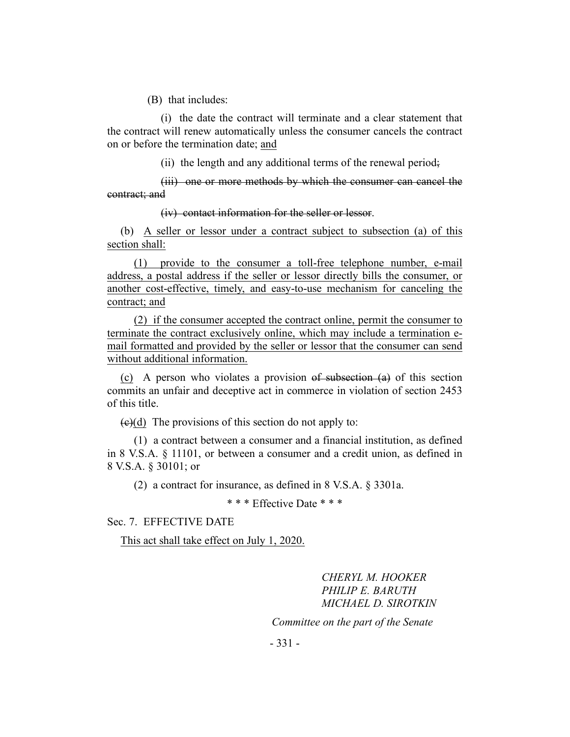(B) that includes:

(i) the date the contract will terminate and a clear statement that the contract will renew automatically unless the consumer cancels the contract on or before the termination date; <u>and</u>

(ii) the length and any additional terms of the renewal period~~;~~

~~(iii) one or more methods by which the consumer can cancel the contract; and~~

~~(iv) contact information for the seller or lessor~~.

(b) <u>A seller or lessor under a contract subject to subsection (a) of this section shall:</u>

<u>(1) provide to the consumer a toll-free telephone number, e-mail address, a postal address if the seller or lessor directly bills the consumer, or another cost-effective, timely, and easy-to-use mechanism for canceling the contract; and</u>

<u>(2) if the consumer accepted the contract online, permit the consumer to terminate the contract exclusively online, which may include a termination e-mail formatted and provided by the seller or lessor that the consumer can send without additional information.</u>

<u>(c)</u> A person who violates a provision ~~of subsection (a)~~ of this section commits an unfair and deceptive act in commerce in violation of section 2453 of this title.

~~(c)~~<u>(d)</u> The provisions of this section do not apply to:

(1) a contract between a consumer and a financial institution, as defined in 8 V.S.A. § 11101, or between a consumer and a credit union, as defined in 8 V.S.A. § 30101; or

(2) a contract for insurance, as defined in 8 V.S.A. § 3301a.

\* \* \* Effective Date \* \* \*

Sec. 7. EFFECTIVE DATE

<u>This act shall take effect on July 1, 2020.</u>

*CHERYL M. HOOKER*
*PHILIP E. BARUTH*
*MICHAEL D. SIROTKIN*

*Committee on the part of the Senate*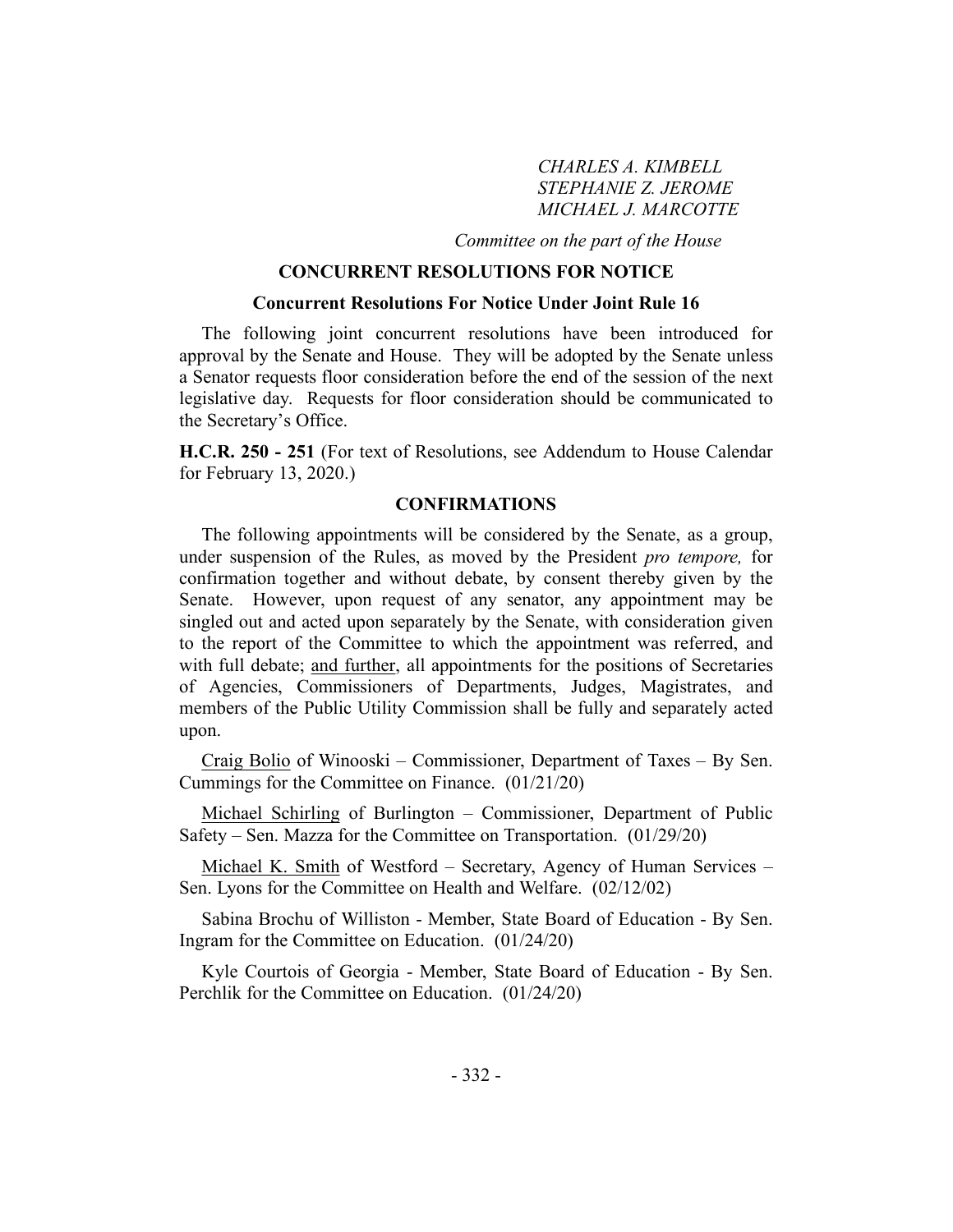*CHARLES A. KIMBELL*
*STEPHANIE Z. JEROME*
*MICHAEL J. MARCOTTE*

*Committee on the part of the House*

## CONCURRENT RESOLUTIONS FOR NOTICE

### Concurrent Resolutions For Notice Under Joint Rule 16

The following joint concurrent resolutions have been introduced for approval by the Senate and House. They will be adopted by the Senate unless a Senator requests floor consideration before the end of the session of the next legislative day. Requests for floor consideration should be communicated to the Secretary's Office.

**H.C.R. 250 - 251** (For text of Resolutions, see Addendum to House Calendar for February 13, 2020.)

## CONFIRMATIONS

The following appointments will be considered by the Senate, as a group, under suspension of the Rules, as moved by the President *pro tempore,* for confirmation together and without debate, by consent thereby given by the Senate. However, upon request of any senator, any appointment may be singled out and acted upon separately by the Senate, with consideration given to the report of the Committee to which the appointment was referred, and with full debate; <u>and further</u>, all appointments for the positions of Secretaries of Agencies, Commissioners of Departments, Judges, Magistrates, and members of the Public Utility Commission shall be fully and separately acted upon.

<u>Craig Bolio</u> of Winooski – Commissioner, Department of Taxes – By Sen. Cummings for the Committee on Finance. (01/21/20)

<u>Michael Schirling</u> of Burlington – Commissioner, Department of Public Safety – Sen. Mazza for the Committee on Transportation. (01/29/20)

<u>Michael K. Smith</u> of Westford – Secretary, Agency of Human Services – Sen. Lyons for the Committee on Health and Welfare. (02/12/02)

Sabina Brochu of Williston - Member, State Board of Education - By Sen. Ingram for the Committee on Education. (01/24/20)

Kyle Courtois of Georgia - Member, State Board of Education - By Sen. Perchlik for the Committee on Education. (01/24/20)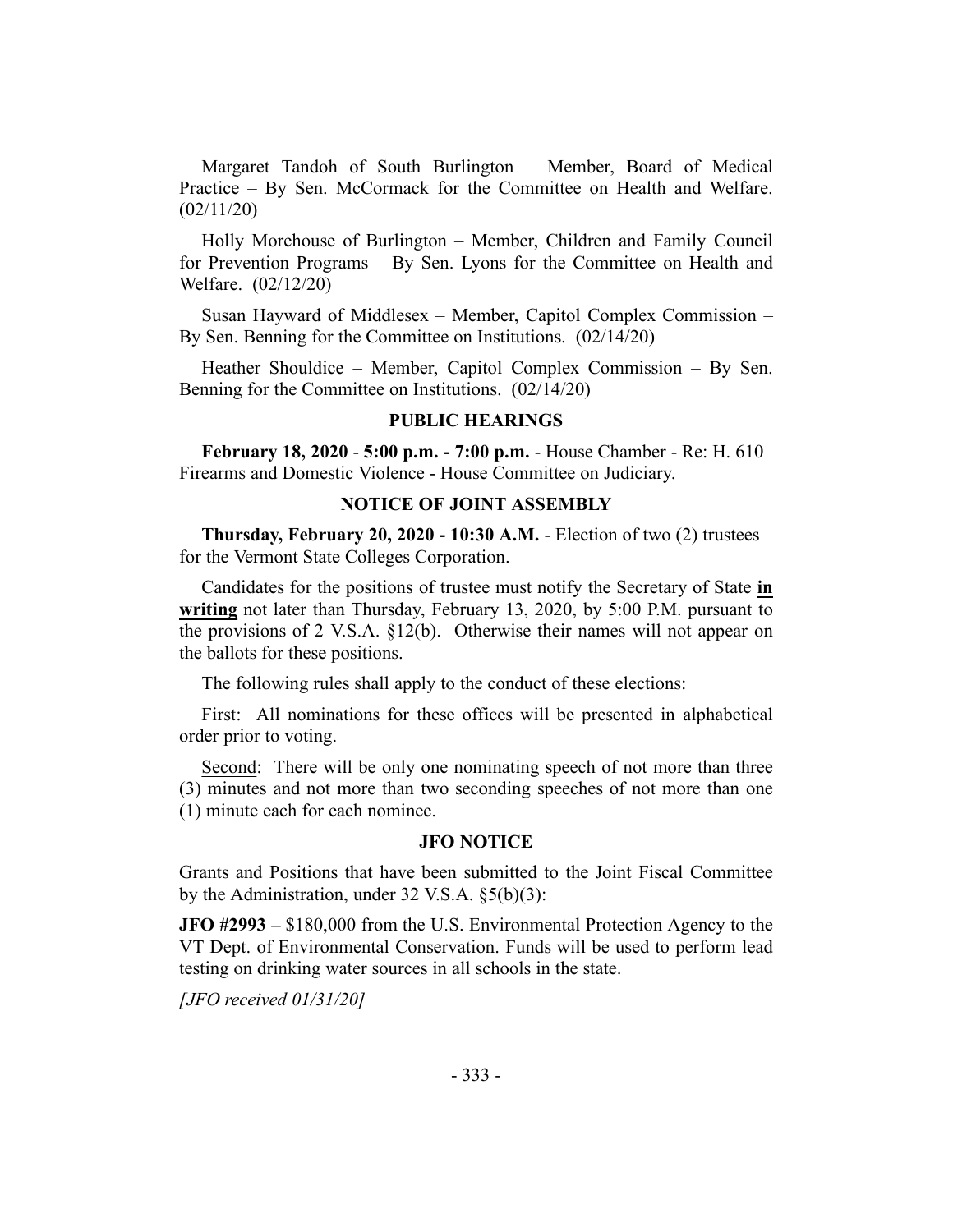Margaret Tandoh of South Burlington – Member, Board of Medical Practice – By Sen. McCormack for the Committee on Health and Welfare. (02/11/20)

Holly Morehouse of Burlington – Member, Children and Family Council for Prevention Programs – By Sen. Lyons for the Committee on Health and Welfare. (02/12/20)

Susan Hayward of Middlesex – Member, Capitol Complex Commission – By Sen. Benning for the Committee on Institutions. (02/14/20)

Heather Shouldice – Member, Capitol Complex Commission – By Sen. Benning for the Committee on Institutions. (02/14/20)

## PUBLIC HEARINGS

**February 18, 2020** - **5:00 p.m. - 7:00 p.m.** - House Chamber - Re: H. 610 Firearms and Domestic Violence - House Committee on Judiciary.

## NOTICE OF JOINT ASSEMBLY

**Thursday, February 20, 2020 - 10:30 A.M.** - Election of two (2) trustees for the Vermont State Colleges Corporation.

Candidates for the positions of trustee must notify the Secretary of State **<u>in writing</u>** not later than Thursday, February 13, 2020, by 5:00 P.M. pursuant to the provisions of 2 V.S.A. §12(b). Otherwise their names will not appear on the ballots for these positions.

The following rules shall apply to the conduct of these elections:

<u>First</u>: All nominations for these offices will be presented in alphabetical order prior to voting.

<u>Second</u>: There will be only one nominating speech of not more than three (3) minutes and not more than two seconding speeches of not more than one (1) minute each for each nominee.

## JFO NOTICE

Grants and Positions that have been submitted to the Joint Fiscal Committee by the Administration, under 32 V.S.A. §5(b)(3):

**JFO #2993 –** $180,000 from the U.S. Environmental Protection Agency to the VT Dept. of Environmental Conservation. Funds will be used to perform lead testing on drinking water sources in all schools in the state.

*[JFO received 01/31/20]*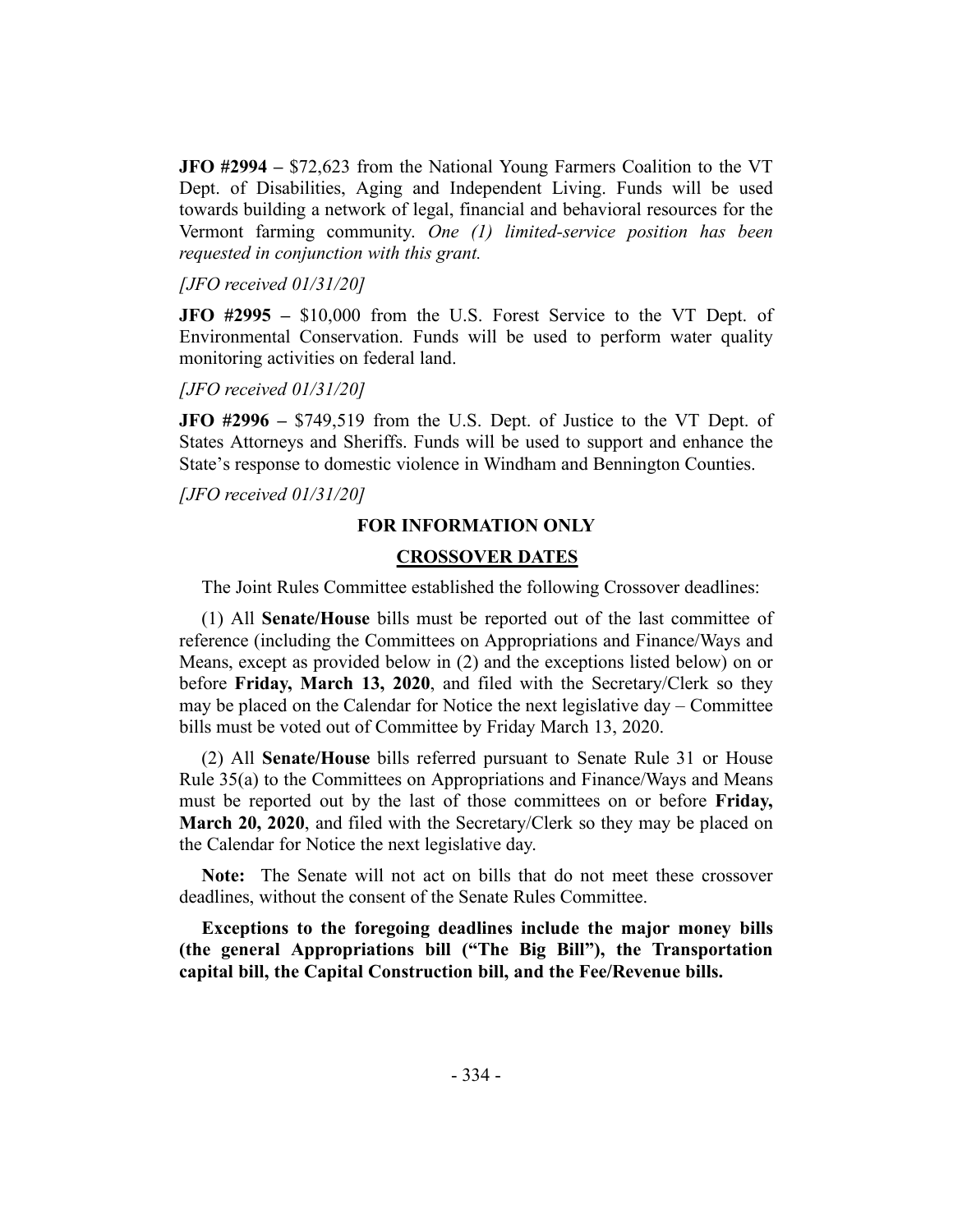**JFO #2994 –** $72,623 from the National Young Farmers Coalition to the VT Dept. of Disabilities, Aging and Independent Living. Funds will be used towards building a network of legal, financial and behavioral resources for the Vermont farming community. *One (1) limited-service position has been requested in conjunction with this grant.*

*[JFO received 01/31/20]*

**JFO #2995 –** $10,000 from the U.S. Forest Service to the VT Dept. of Environmental Conservation. Funds will be used to perform water quality monitoring activities on federal land.

*[JFO received 01/31/20]*

**JFO #2996 –** $749,519 from the U.S. Dept. of Justice to the VT Dept. of States Attorneys and Sheriffs. Funds will be used to support and enhance the State's response to domestic violence in Windham and Bennington Counties.

*[JFO received 01/31/20]*

## FOR INFORMATION ONLY

## CROSSOVER DATES

The Joint Rules Committee established the following Crossover deadlines:

(1) All **Senate/House** bills must be reported out of the last committee of reference (including the Committees on Appropriations and Finance/Ways and Means, except as provided below in (2) and the exceptions listed below) on or before **Friday, March 13, 2020**, and filed with the Secretary/Clerk so they may be placed on the Calendar for Notice the next legislative day – Committee bills must be voted out of Committee by Friday March 13, 2020.

(2) All **Senate/House** bills referred pursuant to Senate Rule 31 or House Rule 35(a) to the Committees on Appropriations and Finance/Ways and Means must be reported out by the last of those committees on or before **Friday, March 20, 2020**, and filed with the Secretary/Clerk so they may be placed on the Calendar for Notice the next legislative day.

**Note:** The Senate will not act on bills that do not meet these crossover deadlines, without the consent of the Senate Rules Committee.

**Exceptions to the foregoing deadlines include the major money bills (the general Appropriations bill ("The Big Bill"), the Transportation capital bill, the Capital Construction bill, and the Fee/Revenue bills.**